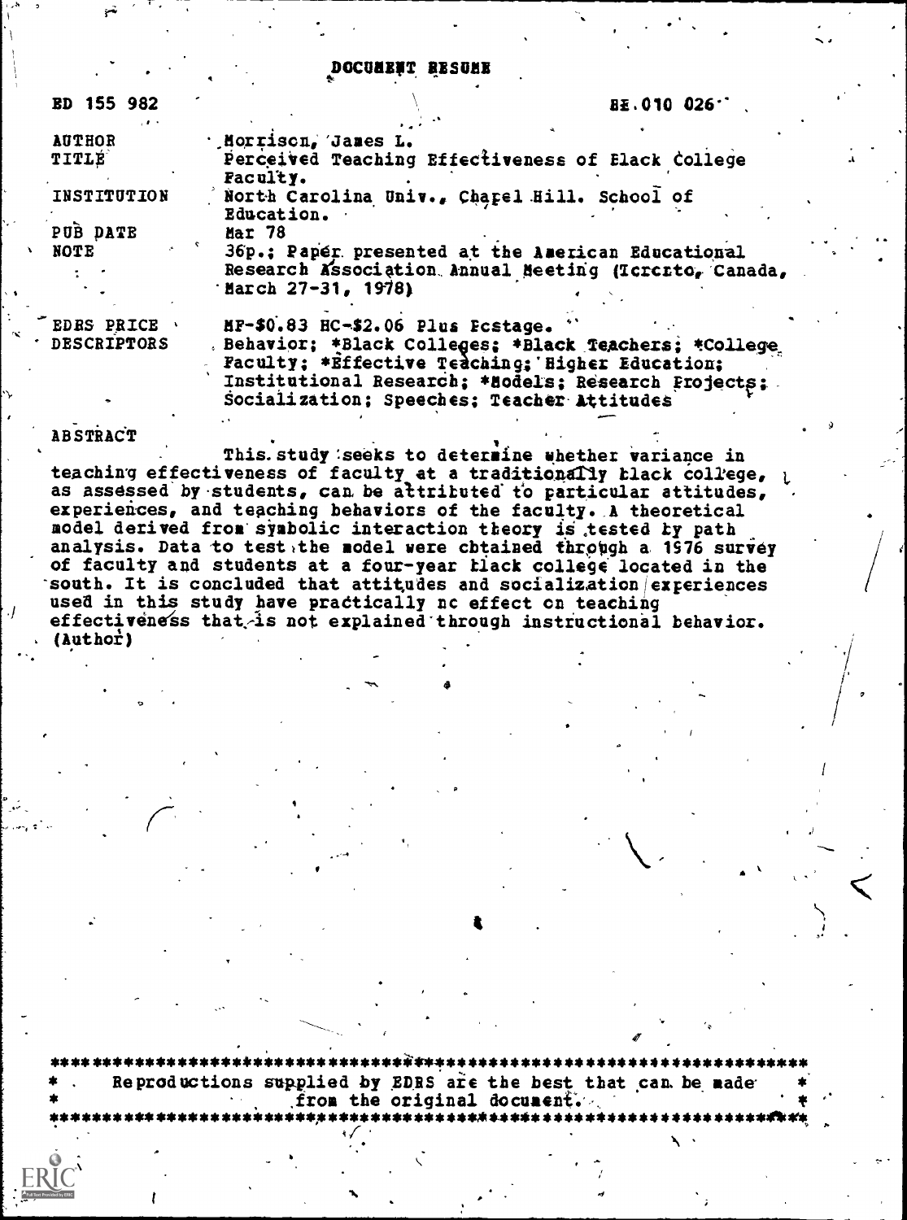# DOCUMENT RESUME

| | |
|---|---|
| ED 155 982 | HE 010 026 |
| AUTHOR | Morrison, James L. |
| TITLE | Perceived Teaching Effectiveness of Black College Faculty. |
| INSTITUTION | North Carolina Univ., Chapel Hill. School of Education. |
| PUB DATE | Mar 78 |
| NOTE | 36p.; Paper presented at the American Educational Research Association Annual Meeting (Toronto, Canada, March 27-31, 1978) |
| EDRS PRICE | MF-$0.83 HC-$2.06 Plus Postage. |
| DESCRIPTORS | Behavior; *Black Colleges; *Black Teachers; *College Faculty; *Effective Teaching; Higher Education; Institutional Research; *Models; Research Projects; Socialization; Speeches; Teacher Attitudes |

## ABSTRACT

This study seeks to determine whether variance in teaching effectiveness of faculty at a traditionally black college, as assessed by students, can be attributed to particular attitudes, experiences, and teaching behaviors of the faculty. A theoretical model derived from symbolic interaction theory is tested by path analysis. Data to test the model were obtained through a 1976 survey of faculty and students at a four-year black college located in the south. It is concluded that attitudes and socialization experiences used in this study have practically no effect on teaching effectiveness that is not explained through instructional behavior. (Author)

---

Reproductions supplied by EDRS are the best that can be made from the original document.

---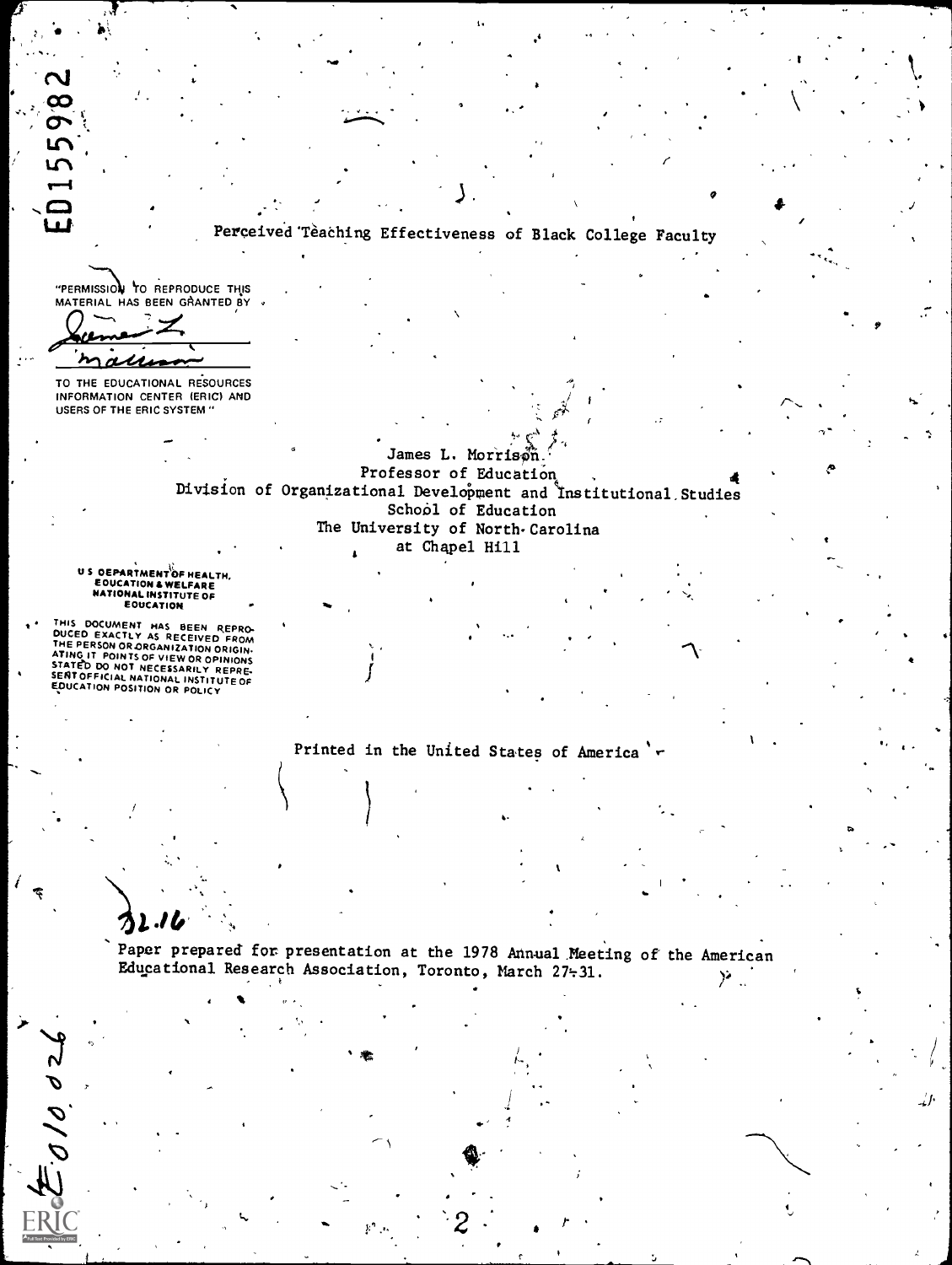ED155982

# Perceived Teaching Effectiveness of Black College Faculty

"PERMISSION TO REPRODUCE THIS MATERIAL HAS BEEN GRANTED BY

James L. Morrison

TO THE EDUCATIONAL RESOURCES INFORMATION CENTER (ERIC) AND USERS OF THE ERIC SYSTEM"

James L. Morrison
Professor of Education
Division of Organizational Development and Institutional Studies
School of Education
The University of North Carolina
at Chapel Hill

U S DEPARTMENT OF HEALTH, EDUCATION & WELFARE NATIONAL INSTITUTE OF EDUCATION

THIS DOCUMENT HAS BEEN REPRODUCED EXACTLY AS RECEIVED FROM THE PERSON OR ORGANIZATION ORIGINATING IT. POINTS OF VIEW OR OPINIONS STATED DO NOT NECESSARILY REPRESENT OFFICIAL NATIONAL INSTITUTE OF EDUCATION POSITION OR POLICY

Printed in the United States of America

32.16

Paper prepared for presentation at the 1978 Annual Meeting of the American Educational Research Association, Toronto, March 27-31.

HE 010 026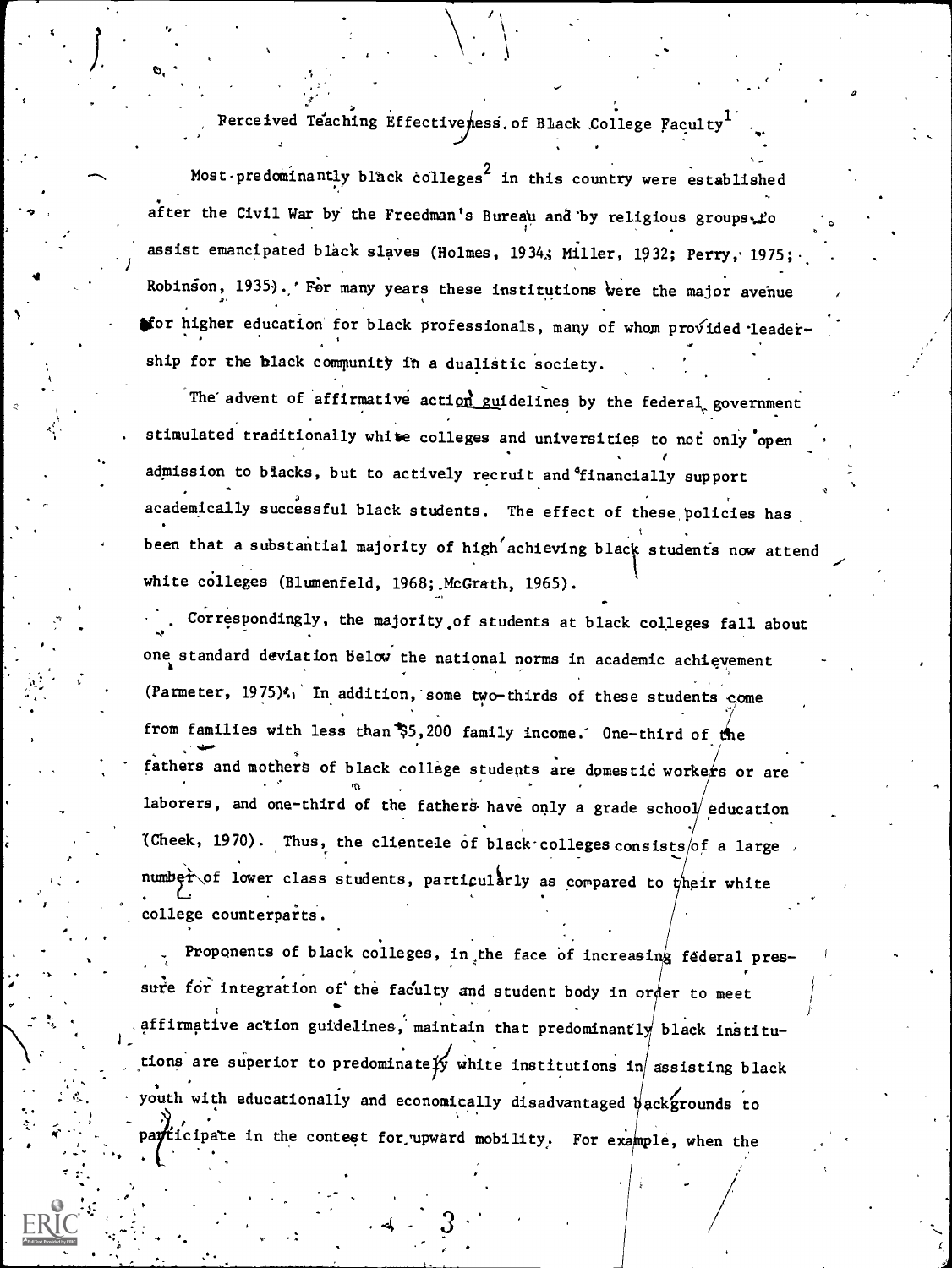# Perceived Teaching Effectiveness of Black College Faculty[1]

Most predominantly black colleges[2] in this country were established after the Civil War by the Freedman's Bureau and by religious groups to assist emancipated black slaves (Holmes, 1934; Miller, 1932; Perry, 1975; Robinson, 1935). For many years these institutions were the major avenue for higher education for black professionals, many of whom provided leadership for the black community in a dualistic society.

The advent of affirmative action guidelines by the federal government stimulated traditionally white colleges and universities to not only open admission to blacks, but to actively recruit and financially support academically successful black students. The effect of these policies has been that a substantial majority of high achieving black students now attend white colleges (Blumenfeld, 1968; McGrath, 1965).

Correspondingly, the majority of students at black colleges fall about one standard deviation below the national norms in academic achievement (Parmeter, 1975). In addition, some two-thirds of these students come from families with less than $5,200 family income. One-third of the fathers and mothers of black college students are domestic workers or are laborers, and one-third of the fathers have only a grade school education (Cheek, 1970). Thus, the clientele of black colleges consists of a large number of lower class students, particularly as compared to their white college counterparts.

Proponents of black colleges, in the face of increasing federal pressure for integration of the faculty and student body in order to meet affirmative action guidelines, maintain that predominantly black institutions are superior to predominately white institutions in assisting black youth with educationally and economically disadvantaged backgrounds to participate in the contest for upward mobility. For example, when the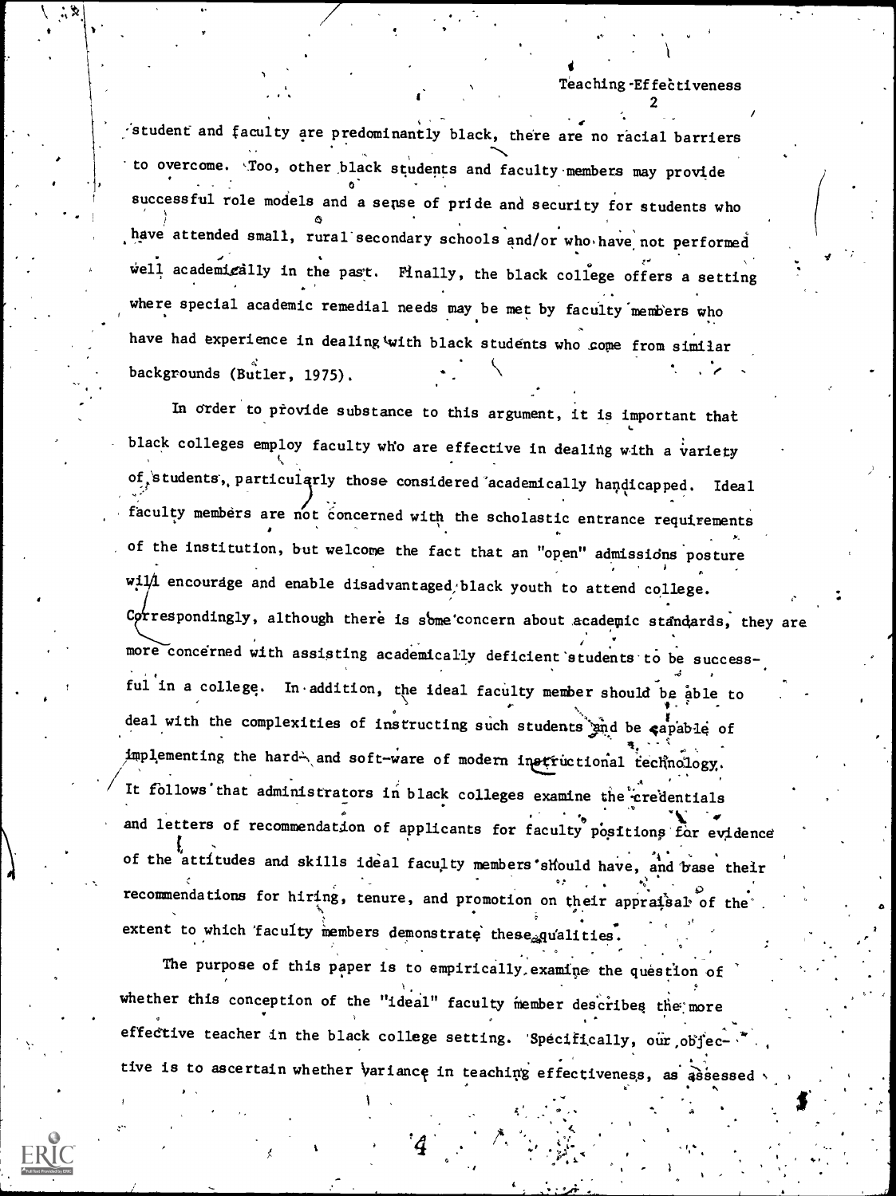student and faculty are predominantly black, there are no racial barriers to overcome. Too, other black students and faculty members may provide successful role models and a sense of pride and security for students who have attended small, rural secondary schools and/or who have not performed well academically in the past. Finally, the black college offers a setting where special academic remedial needs may be met by faculty members who have had experience in dealing with black students who come from similar backgrounds (Butler, 1975).

In order to provide substance to this argument, it is important that black colleges employ faculty who are effective in dealing with a variety of students, particularly those considered academically handicapped. Ideal faculty members are not concerned with the scholastic entrance requirements of the institution, but welcome the fact that an "open" admissions posture will encourage and enable disadvantaged black youth to attend college. Correspondingly, although there is some concern about academic standards, they are more concerned with assisting academically deficient students to be successful in a college. In addition, the ideal faculty member should be able to deal with the complexities of instructing such students and be capable of implementing the hard- and soft-ware of modern instructional technology. It follows that administrators in black colleges examine the credentials and letters of recommendation of applicants for faculty positions for evidence of the attitudes and skills ideal faculty members should have, and base their recommendations for hiring, tenure, and promotion on their appraisal of the extent to which faculty members demonstrate these qualities.

The purpose of this paper is to empirically examine the question of whether this conception of the "ideal" faculty member describes the more effective teacher in the black college setting. Specifically, our objective is to ascertain whether variance in teaching effectiveness, as assessed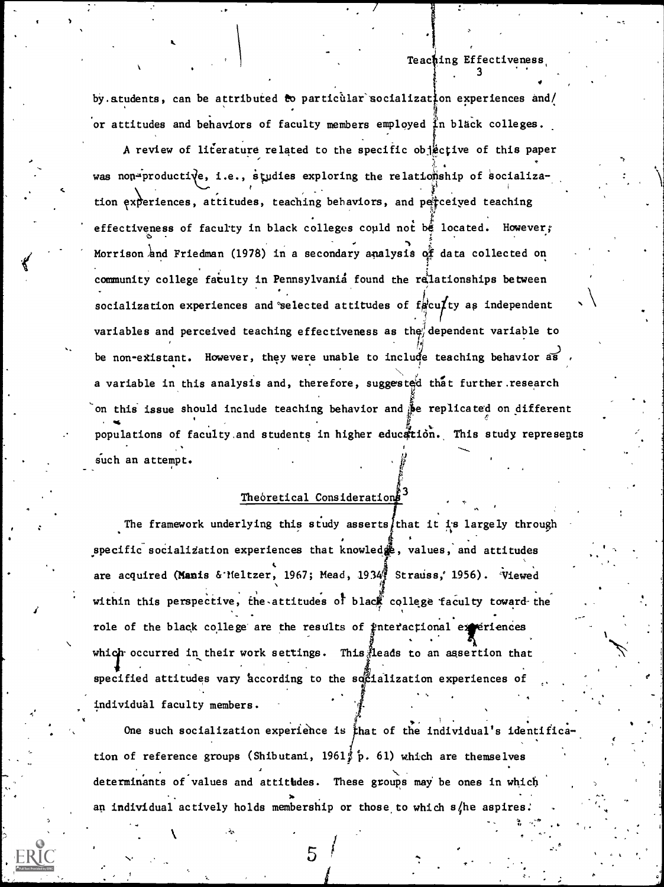by students, can be attributed to particular socialization experiences and/or attitudes and behaviors of faculty members employed in black colleges.

A review of literature related to the specific objective of this paper was non-productive, i.e., studies exploring the relationship of socialization experiences, attitudes, teaching behaviors, and perceived teaching effectiveness of faculty in black colleges could not be located. However, Morrison and Friedman (1978) in a secondary analysis of data collected on community college faculty in Pennsylvania found the relationships between socialization experiences and selected attitudes of faculty as independent variables and perceived teaching effectiveness as the dependent variable to be non-existant. However, they were unable to include teaching behavior as a variable in this analysis and, therefore, suggested that further research on this issue should include teaching behavior and be replicated on different populations of faculty and students in higher education. This study represents such an attempt.

## Theoretical Considerations[3]

The framework underlying this study asserts that it is largely through specific socialization experiences that knowledge, values, and attitudes are acquired (Manis & Meltzer, 1967; Mead, 1934; Strauss, 1956). Viewed within this perspective, the attitudes of black college faculty toward the role of the black college are the results of interactional experiences which occurred in their work settings. This leads to an assertion that specified attitudes vary according to the socialization experiences of individual faculty members.

One such socialization experience is that of the individual's identification of reference groups (Shibutani, 1961, p. 61) which are themselves determinants of values and attitudes. These groups may be ones in which an individual actively holds membership or those to which s/he aspires.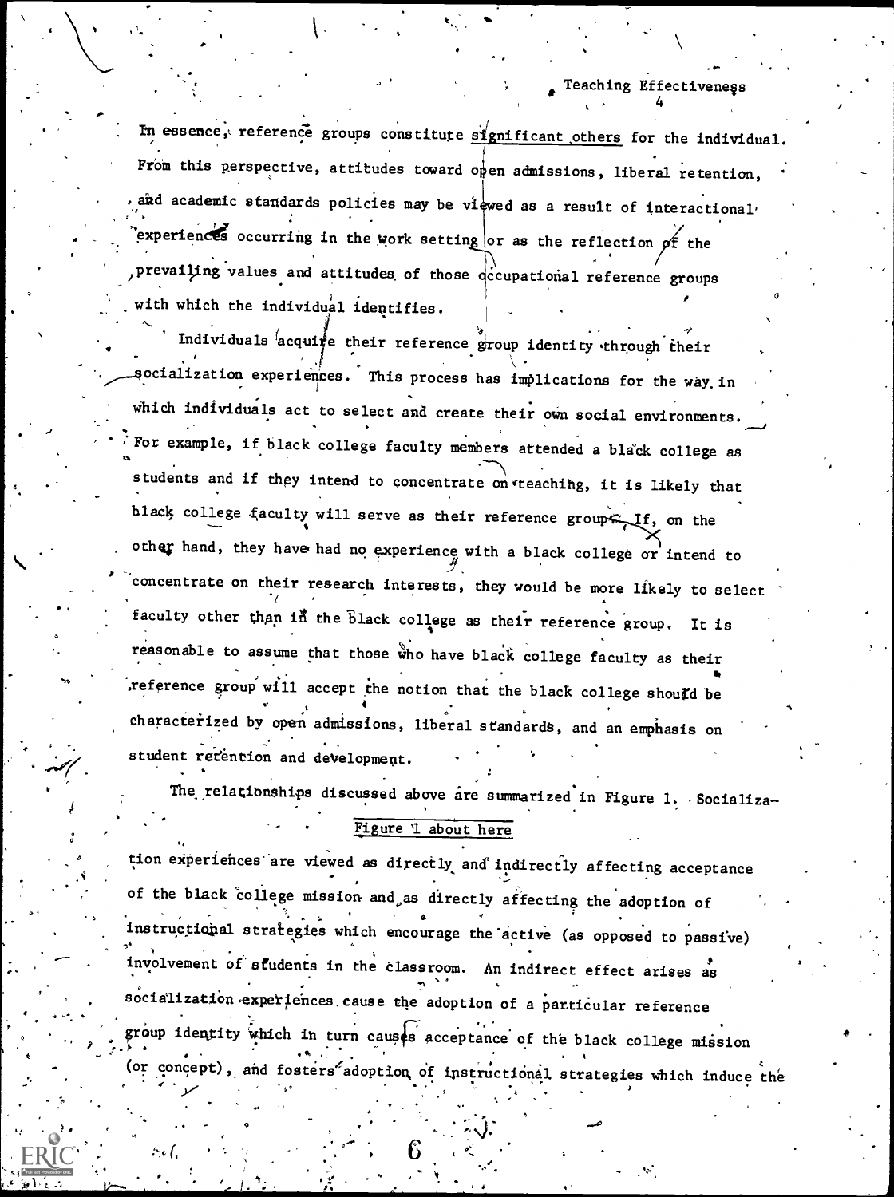In essence, reference groups constitute significant others for the individual. From this perspective, attitudes toward open admissions, liberal retention, and academic standards policies may be viewed as a result of interactional experiences occurring in the work setting or as the reflection of the prevailing values and attitudes of those occupational reference groups with which the individual identifies.

Individuals acquire their reference group identity through their socialization experiences. This process has implications for the way in which individuals act to select and create their own social environments. For example, if black college faculty members attended a black college as students and if they intend to concentrate on teaching, it is likely that black college faculty will serve as their reference group. If, on the other hand, they have had no experience with a black college or intend to concentrate on their research interests, they would be more likely to select faculty other than in the black college as their reference group. It is reasonable to assume that those who have black college faculty as their reference group will accept the notion that the black college should be characterized by open admissions, liberal standards, and an emphasis on student retention and development.

The relationships discussed above are summarized in Figure 1. Socializa-

Figure 1 about here

tion experiences are viewed as directly and indirectly affecting acceptance of the black college mission and as directly affecting the adoption of instructional strategies which encourage the active (as opposed to passive) involvement of students in the classroom. An indirect effect arises as socialization experiences cause the adoption of a particular reference group identity which in turn causes acceptance of the black college mission (or concept), and fosters adoption of instructional strategies which induce the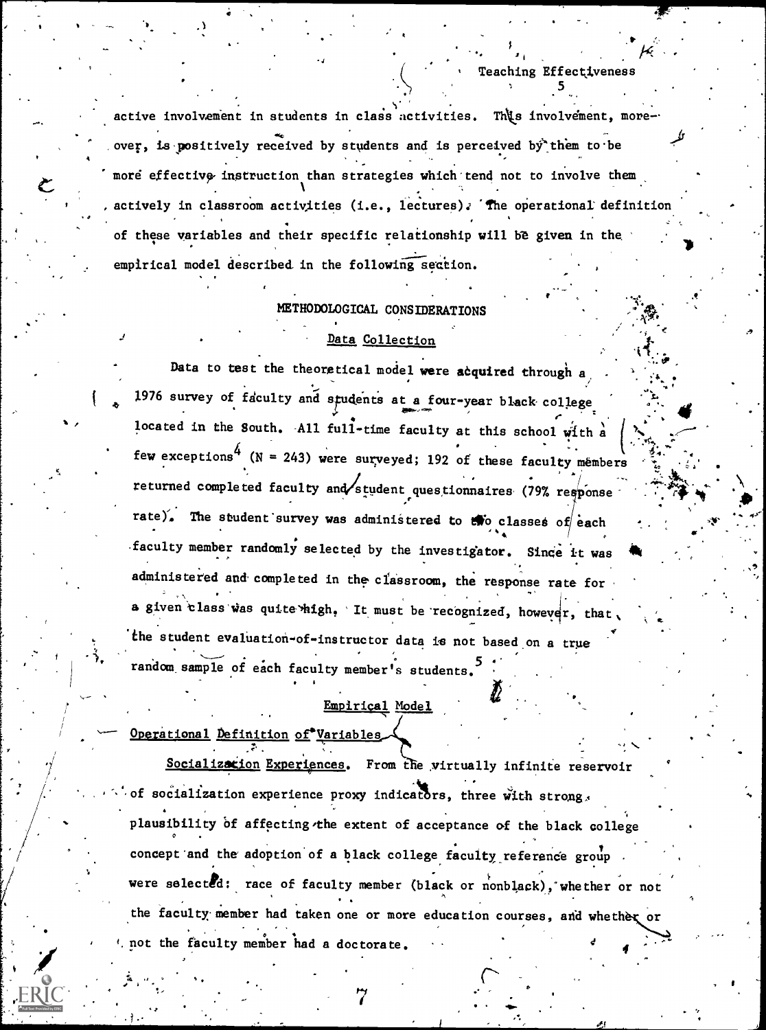active involvement in students in class activities. This involvement, moreover, is positively received by students and is perceived by them to be more effective instruction than strategies which tend not to involve them actively in classroom activities (i.e., lectures). The operational definition of these variables and their specific relationship will be given in the empirical model described in the following section.

## METHODOLOGICAL CONSIDERATIONS

### Data Collection

Data to test the theoretical model were acquired through a 1976 survey of faculty and students at a four-year black college located in the South. All full-time faculty at this school with a few exceptions[4] (N = 243) were surveyed; 192 of these faculty members returned completed faculty and/student questionnaires (79% response rate). The student survey was administered to two classes of each faculty member randomly selected by the investigator. Since it was administered and completed in the classroom, the response rate for a given class was quite high. It must be recognized, however, that the student evaluation-of-instructor data is not based on a true random sample of each faculty member's students.[5]

### Empirical Model

#### Operational Definition of Variables

Socialization Experiences. From the virtually infinite reservoir of socialization experience proxy indicators, three with strong plausibility of affecting the extent of acceptance of the black college concept and the adoption of a black college faculty reference group were selected: race of faculty member (black or nonblack), whether or not the faculty member had taken one or more education courses, and whether or not the faculty member had a doctorate.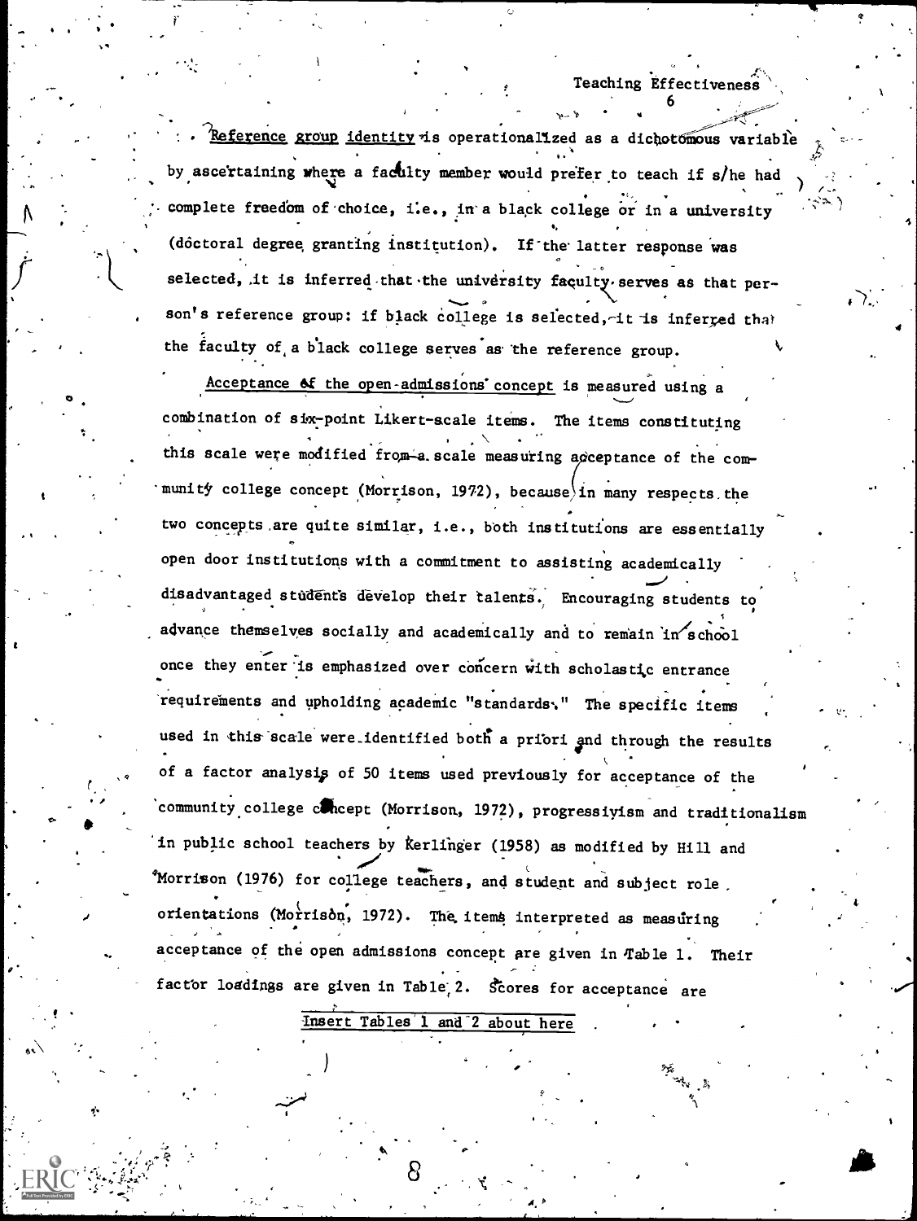Reference group identity is operationalized as a dichotomous variable by ascertaining where a faculty member would prefer to teach if s/he had complete freedom of choice, i.e., in a black college or in a university (doctoral degree granting institution). If the latter response was selected, it is inferred that the university faculty serves as that person's reference group: if black college is selected, it is inferred that the faculty of a black college serves as the reference group.

Acceptance of the open-admissions concept is measured using a combination of six-point Likert-scale items. The items constituting this scale were modified from a scale measuring acceptance of the community college concept (Morrison, 1972), because in many respects the two concepts are quite similar, i.e., both institutions are essentially open door institutions with a commitment to assisting academically disadvantaged students develop their talents. Encouraging students to advance themselves socially and academically and to remain in school once they enter is emphasized over concern with scholastic entrance requirements and upholding academic "standards." The specific items used in this scale were identified both a priori and through the results of a factor analysis of 50 items used previously for acceptance of the community college concept (Morrison, 1972), progressivism and traditionalism in public school teachers by Kerlinger (1958) as modified by Hill and Morrison (1976) for college teachers, and student and subject role orientations (Morrison, 1972). The items interpreted as measuring acceptance of the open admissions concept are given in Table 1. Their factor loadings are given in Table 2. Scores for acceptance are

Insert Tables 1 and 2 about here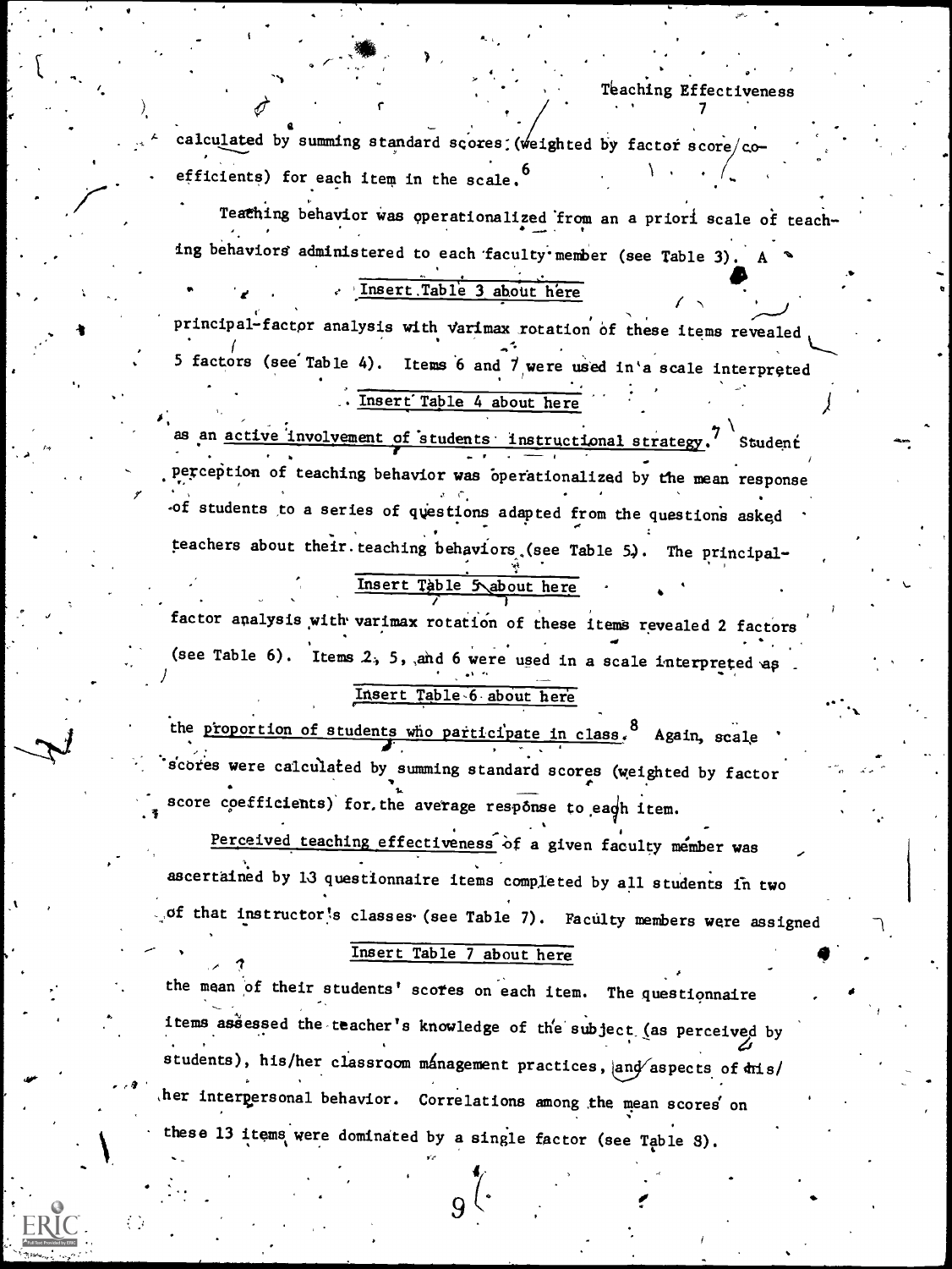calculated by summing standard scores (weighted by factor score coefficients) for each item in the scale.[6]

Teaching behavior was operationalized from an a priori scale of teaching behaviors administered to each faculty member (see Table 3). A

Insert Table 3 about here

principal-factor analysis with varimax rotation of these items revealed 5 factors (see Table 4). Items 6 and 7 were used in a scale interpreted

Insert Table 4 about here

as an active involvement of students instructional strategy.[7] Student perception of teaching behavior was operationalized by the mean response of students to a series of questions adapted from the questions asked teachers about their teaching behaviors (see Table 5). The principal-

Insert Table 5 about here

factor analysis with varimax rotation of these items revealed 2 factors (see Table 6). Items 2, 5, and 6 were used in a scale interpreted as

Insert Table 6 about here

the proportion of students who participate in class.[8] Again, scale scores were calculated by summing standard scores (weighted by factor score coefficients) for the average response to each item.

Perceived teaching effectiveness of a given faculty member was ascertained by 13 questionnaire items completed by all students in two of that instructor's classes (see Table 7). Faculty members were assigned

Insert Table 7 about here

the mean of their students' scores on each item. The questionnaire items assessed the teacher's knowledge of the subject (as perceived by students), his/her classroom management practices, and aspects of his/her interpersonal behavior. Correlations among the mean scores on these 13 items were dominated by a single factor (see Table 8).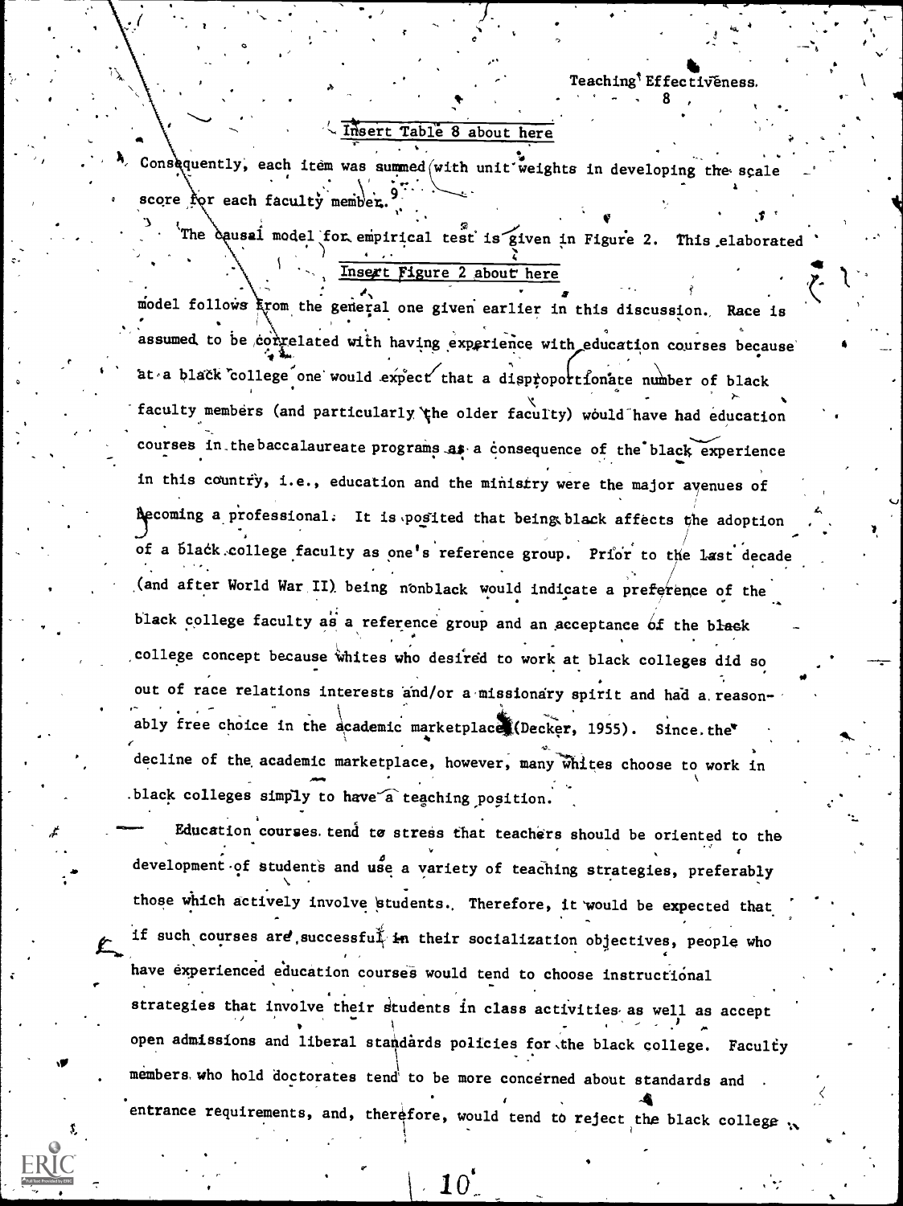Insert Table 8 about here

Consequently, each item was summed with unit weights in developing the scale score for each faculty member.[9]

The causal model for empirical test is given in Figure 2. This elaborated

Insert Figure 2 about here

model follows from the general one given earlier in this discussion. Race is assumed to be correlated with having experience with education courses because at a black college one would expect that a disproportionate number of black faculty members (and particularly the older faculty) would have had education courses in the baccalaureate programs as a consequence of the black experience in this country, i.e., education and the ministry were the major avenues of becoming a professional. It is posited that being black affects the adoption of a black college faculty as one's reference group. Prior to the last decade (and after World War II) being nonblack would indicate a preference of the black college faculty as a reference group and an acceptance of the black college concept because whites who desired to work at black colleges did so out of race relations interests and/or a missionary spirit and had a reasonably free choice in the academic marketplace (Decker, 1955). Since the decline of the academic marketplace, however, many whites choose to work in black colleges simply to have a teaching position.

Education courses tend to stress that teachers should be oriented to the development of students and use a variety of teaching strategies, preferably those which actively involve students. Therefore, it would be expected that if such courses are successful in their socialization objectives, people who have experienced education courses would tend to choose instructional strategies that involve their students in class activities as well as accept open admissions and liberal standards policies for the black college. Faculty members who hold doctorates tend to be more concerned about standards and entrance requirements, and, therefore, would tend to reject the black college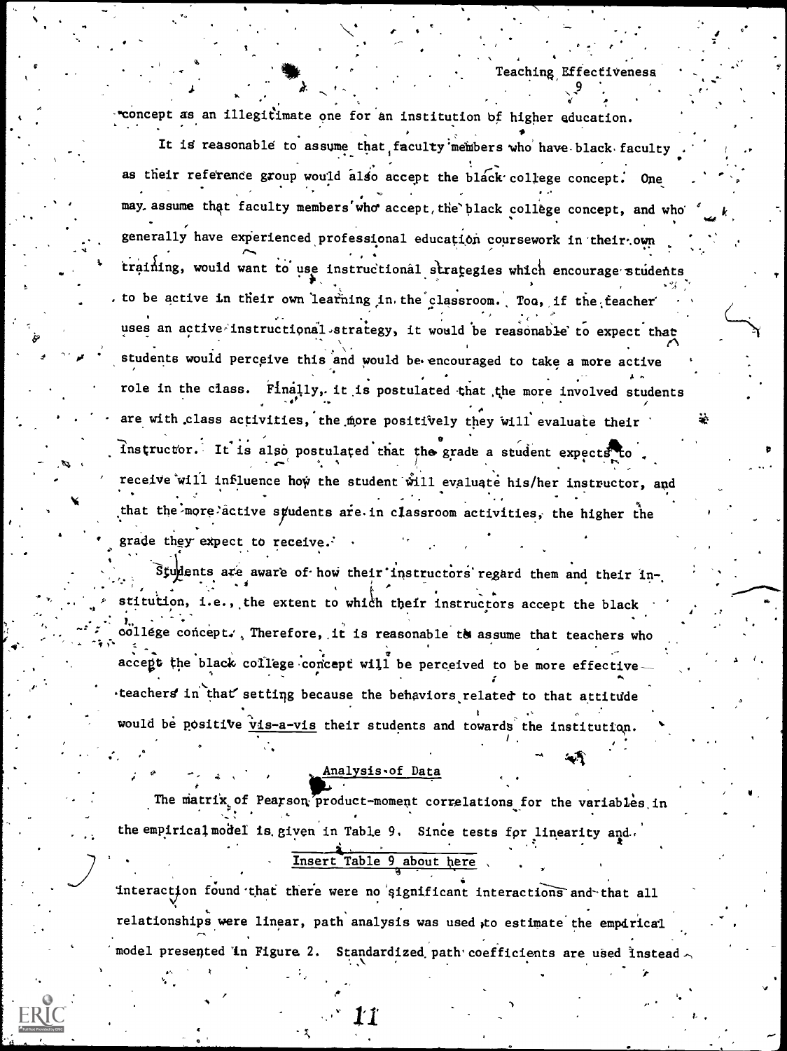concept as an illegitimate one for an institution of higher education.

It is reasonable to assume that faculty members who have black faculty as their reference group would also accept the black college concept. One may assume that faculty members who accept the black college concept, and who generally have experienced professional education coursework in their own training, would want to use instructional strategies which encourage students to be active in their own learning in the classroom. Too, if the teacher uses an active instructional strategy, it would be reasonable to expect that students would perceive this and would be encouraged to take a more active role in the class. Finally, it is postulated that the more involved students are with class activities, the more positively they will evaluate their instructor. It is also postulated that the grade a student expects to receive will influence how the student will evaluate his/her instructor, and that the more active students are in classroom activities, the higher the grade they expect to receive.

Students are aware of how their instructors regard them and their institution, i.e., the extent to which their instructors accept the black college concept. Therefore, it is reasonable to assume that teachers who accept the black college concept will be perceived to be more effective teachers in that setting because the behaviors related to that attitude would be positive *vis-a-vis* their students and towards the institution.

## Analysis of Data

The matrix of Pearson product-moment correlations for the variables in the empirical model is given in Table 9. Since tests for linearity and

Insert Table 9 about here

interaction found that there were no significant interactions and that all relationships were linear, path analysis was used to estimate the empirical model presented in Figure 2. Standardized path coefficients are used instead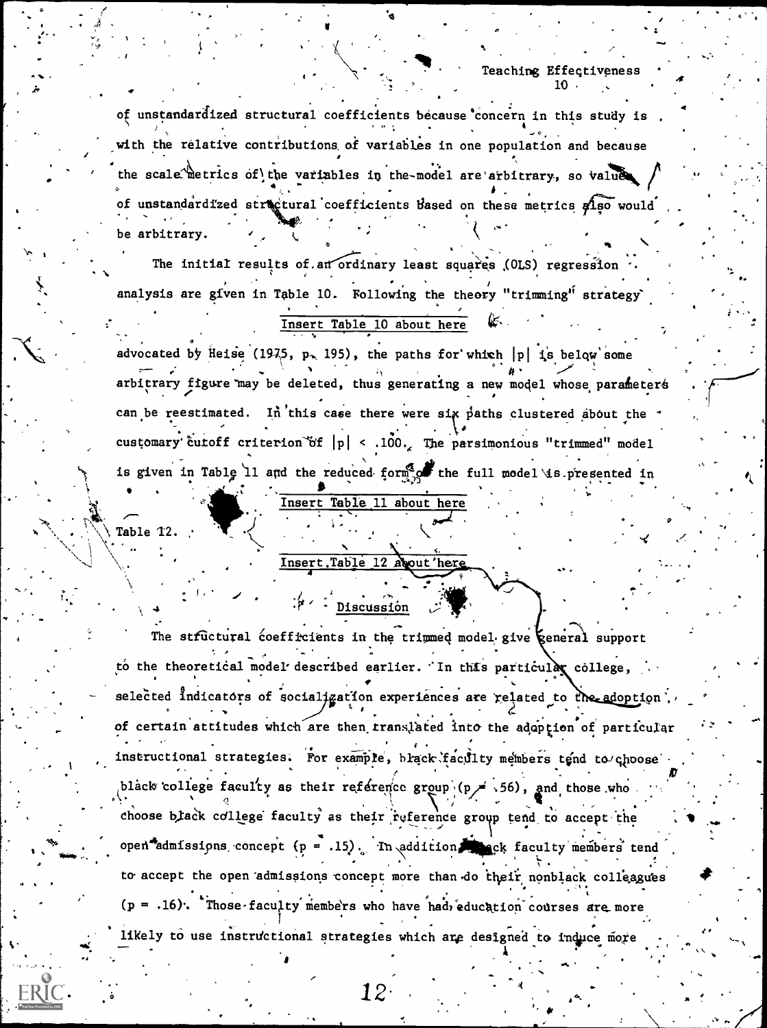of unstandardized structural coefficients because concern in this study is with the relative contributions of variables in one population and because the scale metrics of the variables in the model are arbitrary, so values of unstandardized structural coefficients based on these metrics also would be arbitrary.

The initial results of an ordinary least squares (OLS) regression analysis are given in Table 10. Following the theory "trimming" strategy

Insert Table 10 about here

advocated by Heise (1975, p. 195), the paths for which $|p|$ is below some arbitrary figure may be deleted, thus generating a new model whose parameters can be reestimated. In this case there were six paths clustered about the customary cutoff criterion of $|p| < .100$. The parsimonious "trimmed" model is given in Table 11 and the reduced form of the full model is presented in

Insert Table 11 about here

Table 12.

Insert Table 12 about here

## Discussion

The structural coefficients in the trimmed model give general support to the theoretical model described earlier. In this particular college, selected indicators of socialization experiences are related to the adoption of certain attitudes which are then translated into the adoption of particular instructional strategies. For example, black faculty members tend to choose black college faculty as their reference group ($p = .56$), and those who choose black college faculty as their reference group tend to accept the open admissions concept ($p = .15$). In addition, black faculty members tend to accept the open admissions concept more than do their nonblack colleagues ($p = .16$). Those faculty members who have had education courses are more likely to use instructional strategies which are designed to induce more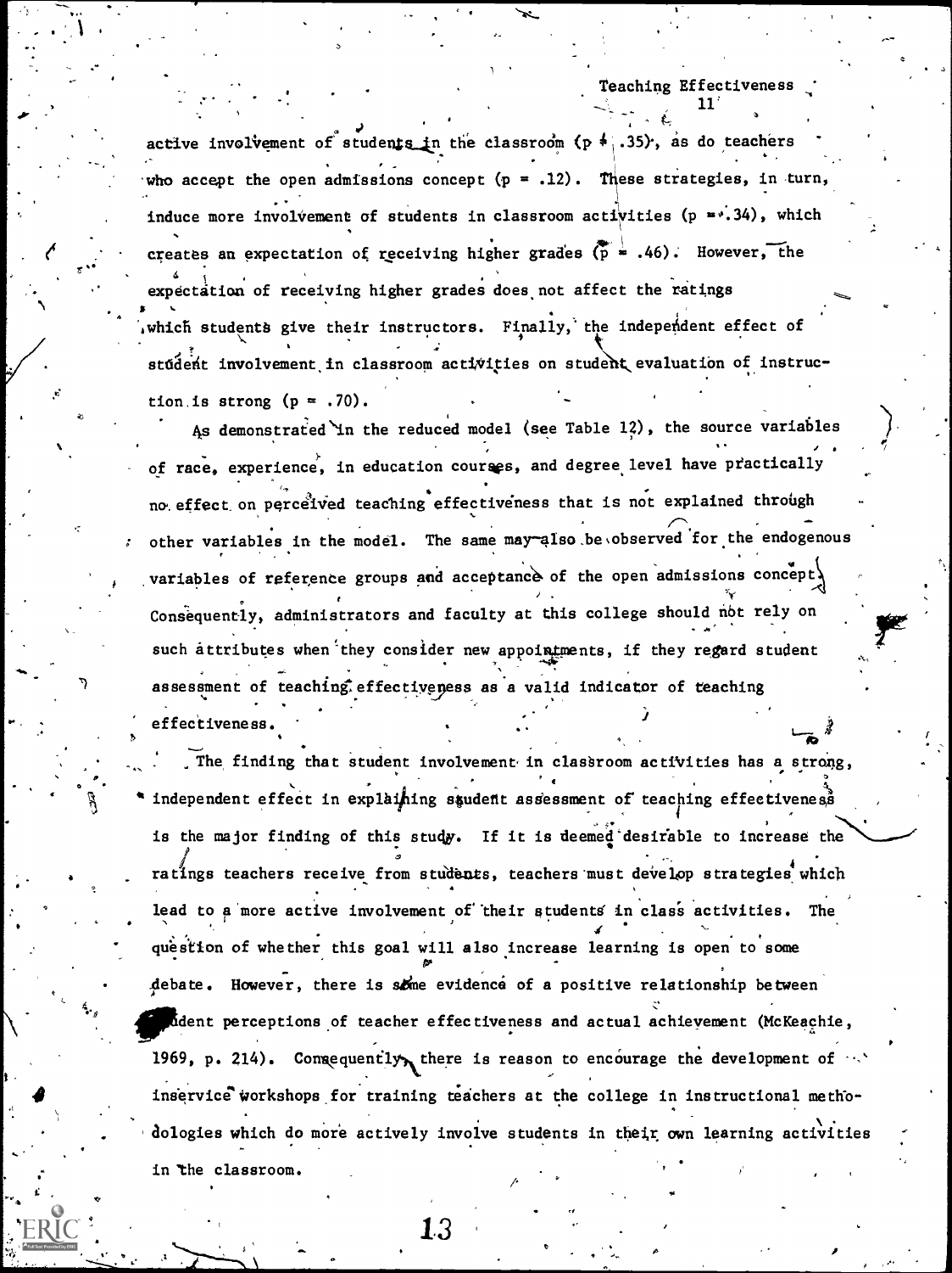active involvement of students in the classroom ($p = .35$), as do teachers who accept the open admissions concept ($p = .12$). These strategies, in turn, induce more involvement of students in classroom activities ($p = .34$), which creates an expectation of receiving higher grades ($p = .46$). However, the expectation of receiving higher grades does not affect the ratings which students give their instructors. Finally, the independent effect of student involvement in classroom activities on student evaluation of instruction is strong ($p = .70$).

As demonstrated in the reduced model (see Table 12), the source variables of race, experience, in education courses, and degree level have practically no effect on perceived teaching effectiveness that is not explained through other variables in the model. The same may also be observed for the endogenous variables of reference groups and acceptance of the open admissions concept. Consequently, administrators and faculty at this college should not rely on such attributes when they consider new appointments, if they regard student assessment of teaching effectiveness as a valid indicator of teaching effectiveness.

The finding that student involvement in classroom activities has a strong, independent effect in explaining student assessment of teaching effectiveness is the major finding of this study. If it is deemed desirable to increase the ratings teachers receive from students, teachers must develop strategies which lead to a more active involvement of their students in class activities. The question of whether this goal will also increase learning is open to some debate. However, there is some evidence of a positive relationship between student perceptions of teacher effectiveness and actual achievement (McKeachie, 1969, p. 214). Consequently, there is reason to encourage the development of inservice workshops for training teachers at the college in instructional methodologies which do more actively involve students in their own learning activities in the classroom.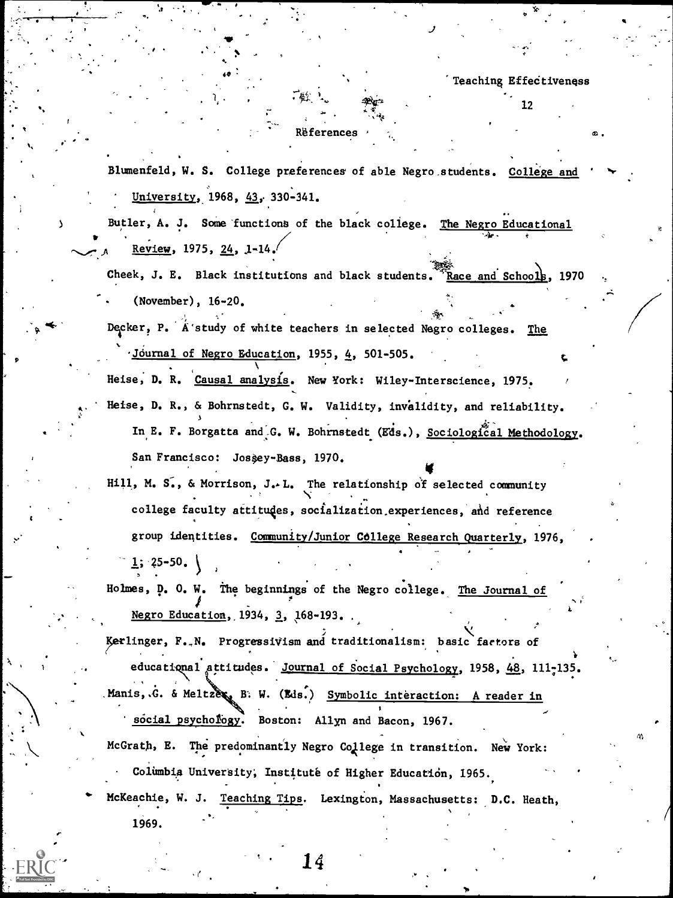## References

Blumenfeld, W. S. College preferences of able Negro students. College and University, 1968, 43, 330-341.

Butler, A. J. Some functions of the black college. The Negro Educational Review, 1975, 24, 1-14.

Cheek, J. E. Black institutions and black students. Race and Schools, 1970 (November), 16-20.

Decker, P. A study of white teachers in selected Negro colleges. The Journal of Negro Education, 1955, 4, 501-505.

Heise, D. R. Causal analysis. New York: Wiley-Interscience, 1975.

Heise, D. R., & Bohrnstedt, G. W. Validity, invalidity, and reliability. In E. F. Borgatta and G. W. Bohrnstedt (Eds.), Sociological Methodology. San Francisco: Jossey-Bass, 1970.

Hill, M. S., & Morrison, J. L. The relationship of selected community college faculty attitudes, socialization experiences, and reference group identities. Community/Junior College Research Quarterly, 1976, 1, 25-50.

Holmes, D. O. W. The beginnings of the Negro college. The Journal of Negro Education, 1934, 3, 168-193.

Kerlinger, F. N. Progressivism and traditionalism: basic factors of educational attitudes. Journal of Social Psychology, 1958, 48, 111-135.

Manis, G. & Meltzer, B. W. (Eds.) Symbolic interaction: A reader in social psychology. Boston: Allyn and Bacon, 1967.

McGrath, E. The predominantly Negro College in transition. New York: Columbia University, Institute of Higher Education, 1965.

McKeachie, W. J. Teaching Tips. Lexington, Massachusetts: D.C. Heath, 1969.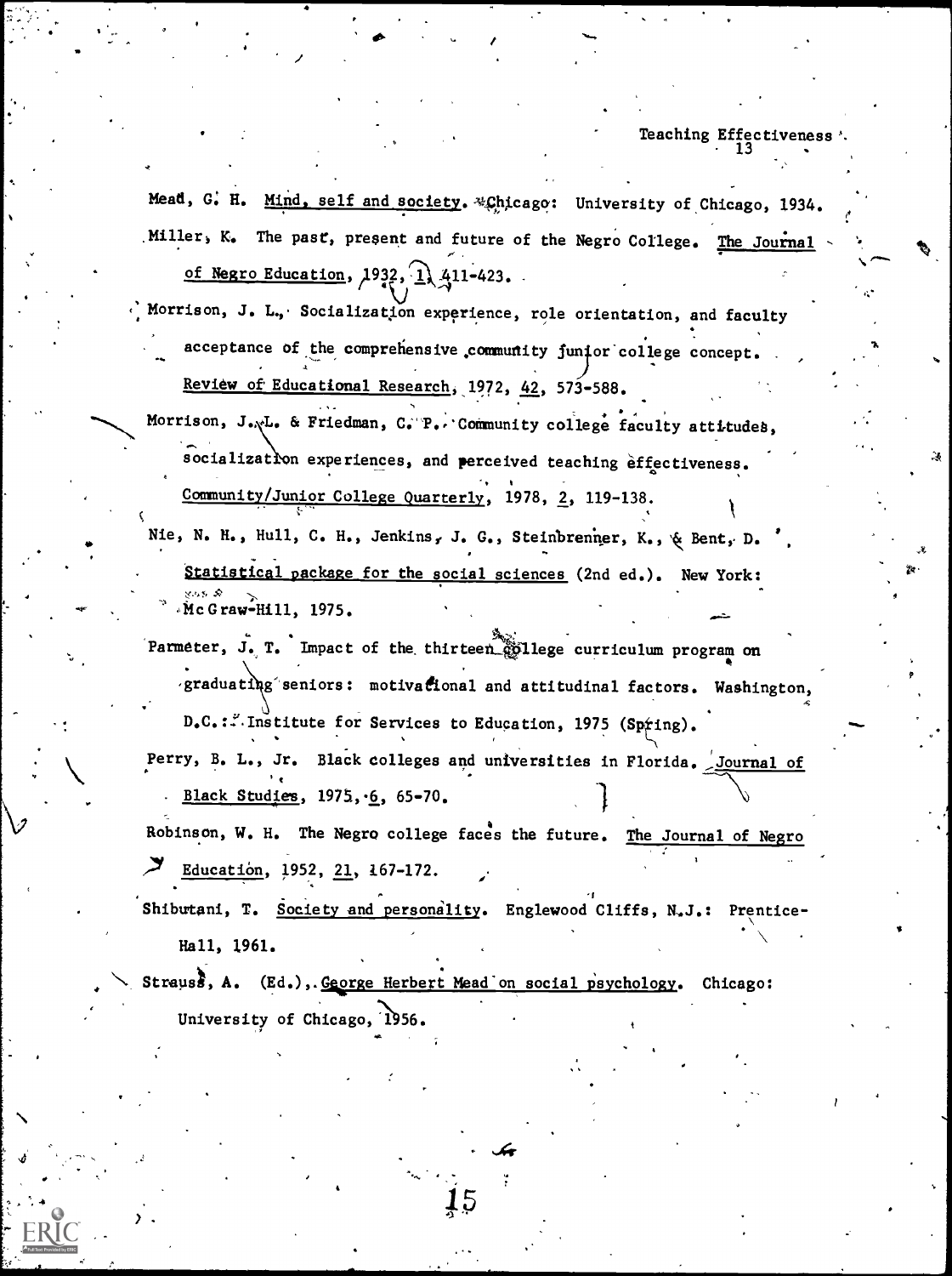Mead, G. H. Mind, self and society. Chicago: University of Chicago, 1934.

Miller, K. The past, present and future of the Negro College. The Journal of Negro Education, 1932, 1, 411-423.

Morrison, J. L. Socialization experience, role orientation, and faculty acceptance of the comprehensive community junior college concept. Review of Educational Research, 1972, 42, 573-588.

Morrison, J. L. & Friedman, C. P. Community college faculty attitudes, socialization experiences, and perceived teaching effectiveness. Community/Junior College Quarterly, 1978, 2, 119-138.

Nie, N. H., Hull, C. H., Jenkins, J. G., Steinbrenner, K., & Bent, D. Statistical package for the social sciences (2nd ed.). New York: McGraw-Hill, 1975.

Parmeter, J. T. Impact of the thirteen college curriculum program on graduating seniors: motivational and attitudinal factors. Washington, D.C.: Institute for Services to Education, 1975 (Spring).

Perry, B. L., Jr. Black colleges and universities in Florida. Journal of Black Studies, 1975, 6, 65-70.

Robinson, W. H. The Negro college faces the future. The Journal of Negro Education, 1952, 21, 167-172.

Shibutani, T. Society and personality. Englewood Cliffs, N.J.: Prentice-Hall, 1961.

Strauss, A. (Ed.), George Herbert Mead on social psychology. Chicago: University of Chicago, 1956.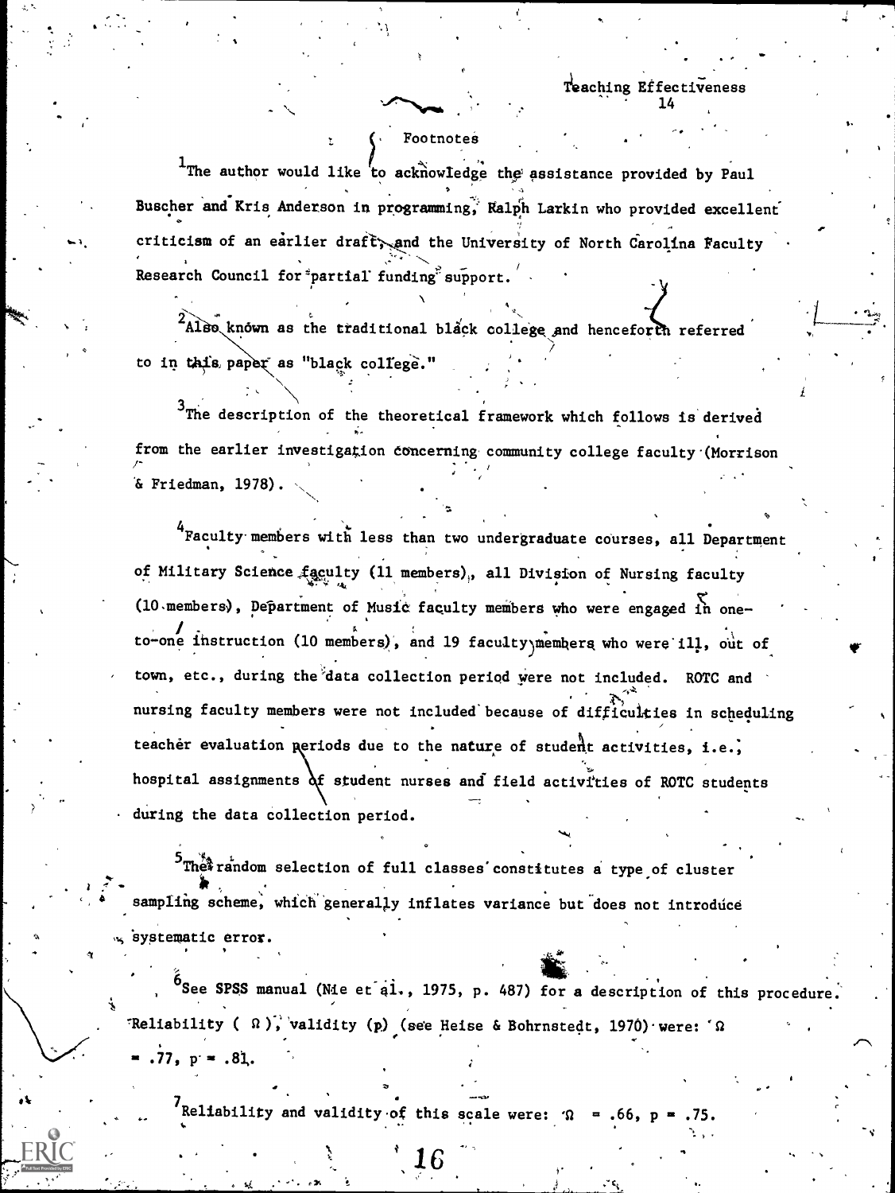## Footnotes

[1]The author would like to acknowledge the assistance provided by Paul Buscher and Kris Anderson in programming, Ralph Larkin who provided excellent criticism of an earlier draft, and the University of North Carolina Faculty Research Council for partial funding support.

[2]Also known as the traditional black college and henceforth referred to in this paper as "black college."

[3]The description of the theoretical framework which follows is derived from the earlier investigation concerning community college faculty (Morrison & Friedman, 1978).

[4]Faculty members with less than two undergraduate courses, all Department of Military Science faculty (11 members), all Division of Nursing faculty (10 members), Department of Music faculty members who were engaged in one-to-one instruction (10 members), and 19 faculty members who were ill, out of town, etc., during the data collection period were not included. ROTC and nursing faculty members were not included because of difficulties in scheduling teacher evaluation periods due to the nature of student activities, i.e., hospital assignments of student nurses and field activities of ROTC students during the data collection period.

[5]The random selection of full classes constitutes a type of cluster sampling scheme, which generally inflates variance but does not introduce systematic error.

[6]See SPSS manual (Nie et al., 1975, p. 487) for a description of this procedure. Reliability ( $\Omega$ ), validity (p) (see Heise & Bohrnstedt, 1970) were: $\Omega = .77$, $p = .81$.

[7]Reliability and validity of this scale were: $\Omega = .66$, $p = .75$.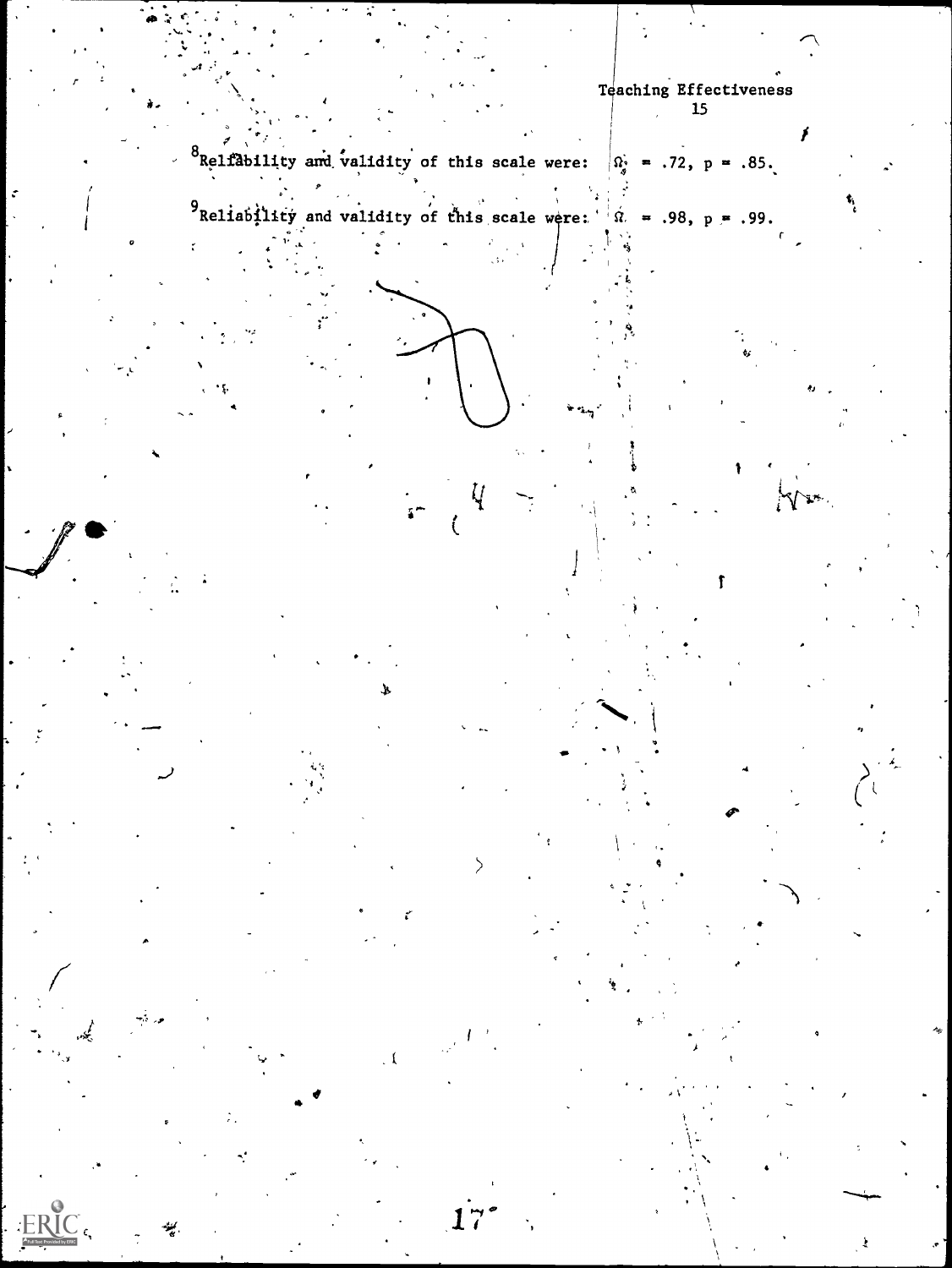[8]Reliability and validity of this scale were: $\Omega = .72$, $p = .85$.

[9]Reliability and validity of this scale were: $\Omega = .98$, $p = .99$.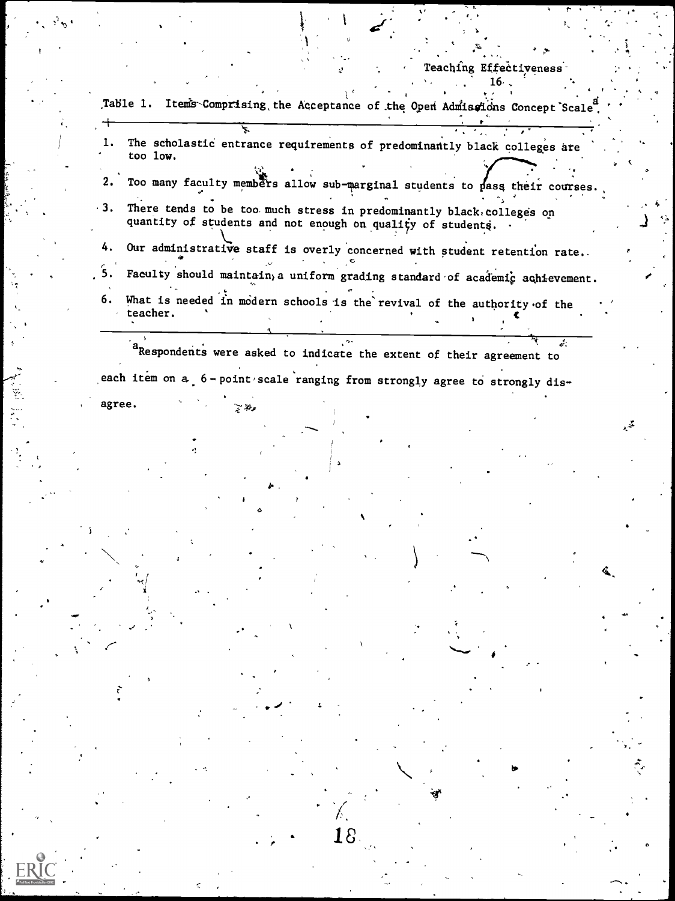Table 1. Items Comprising the Acceptance of the Open Admissions Concept Scale[a]

1. The scholastic entrance requirements of predominantly black colleges are too low.
2. Too many faculty members allow sub-marginal students to pass their courses.
3. There tends to be too much stress in predominantly black colleges on quantity of students and not enough on quality of students.
4. Our administrative staff is overly concerned with student retention rate.
5. Faculty should maintain a uniform grading standard of academic achievement.
6. What is needed in modern schools is the revival of the authority of the teacher.

[a]Respondents were asked to indicate the extent of their agreement to each item on a 6-point scale ranging from strongly agree to strongly disagree.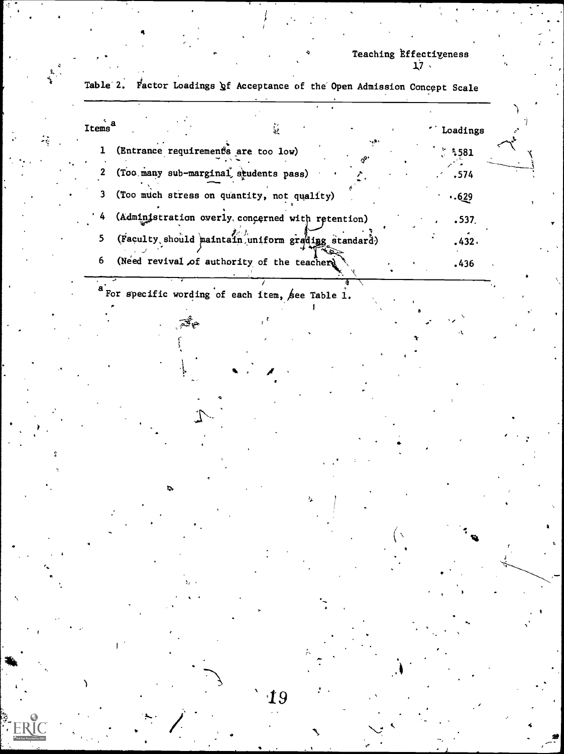Table 2. Factor Loadings of Acceptance of the Open Admission Concept Scale

| Items[a] | Loadings |
|---|---|
| 1 (Entrance requirements are too low) | .581 |
| 2 (Too many sub-marginal students pass) | .574 |
| 3 (Too much stress on quantity, not quality) | .629 |
| 4 (Administration overly concerned with retention) | .537 |
| 5 (Faculty should maintain uniform grading standard) | .432 |
| 6 (Need revival of authority of the teacher) | .436 |

[a] For specific wording of each item, see Table 1.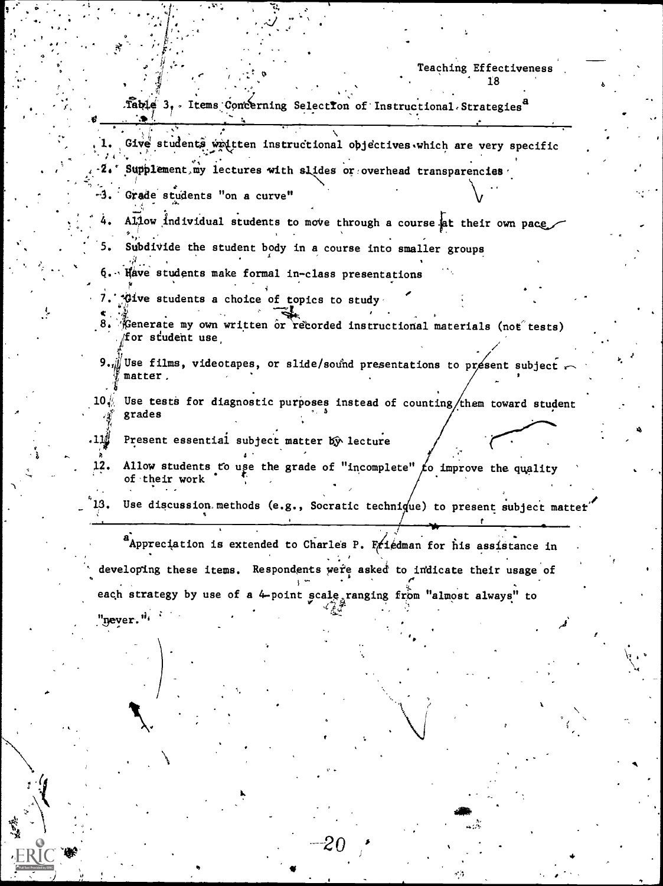Table 3. Items Concerning Selection of Instructional Strategies[a]

1. Give students written instructional objectives which are very specific
2. Supplement my lectures with slides or overhead transparencies
3. Grade students "on a curve"
4. Allow individual students to move through a course at their own pace
5. Subdivide the student body in a course into smaller groups
6. Have students make formal in-class presentations
7. Give students a choice of topics to study
8. Generate my own written or recorded instructional materials (not tests) for student use
9. Use films, videotapes, or slide/sound presentations to present subject matter
10. Use tests for diagnostic purposes instead of counting them toward student grades
11. Present essential subject matter by lecture
12. Allow students to use the grade of "incomplete" to improve the quality of their work
13. Use discussion methods (e.g., Socratic technique) to present subject matter

[a]Appreciation is extended to Charles P. Friedman for his assistance in developing these items. Respondents were asked to indicate their usage of each strategy by use of a 4-point scale ranging from "almost always" to "never."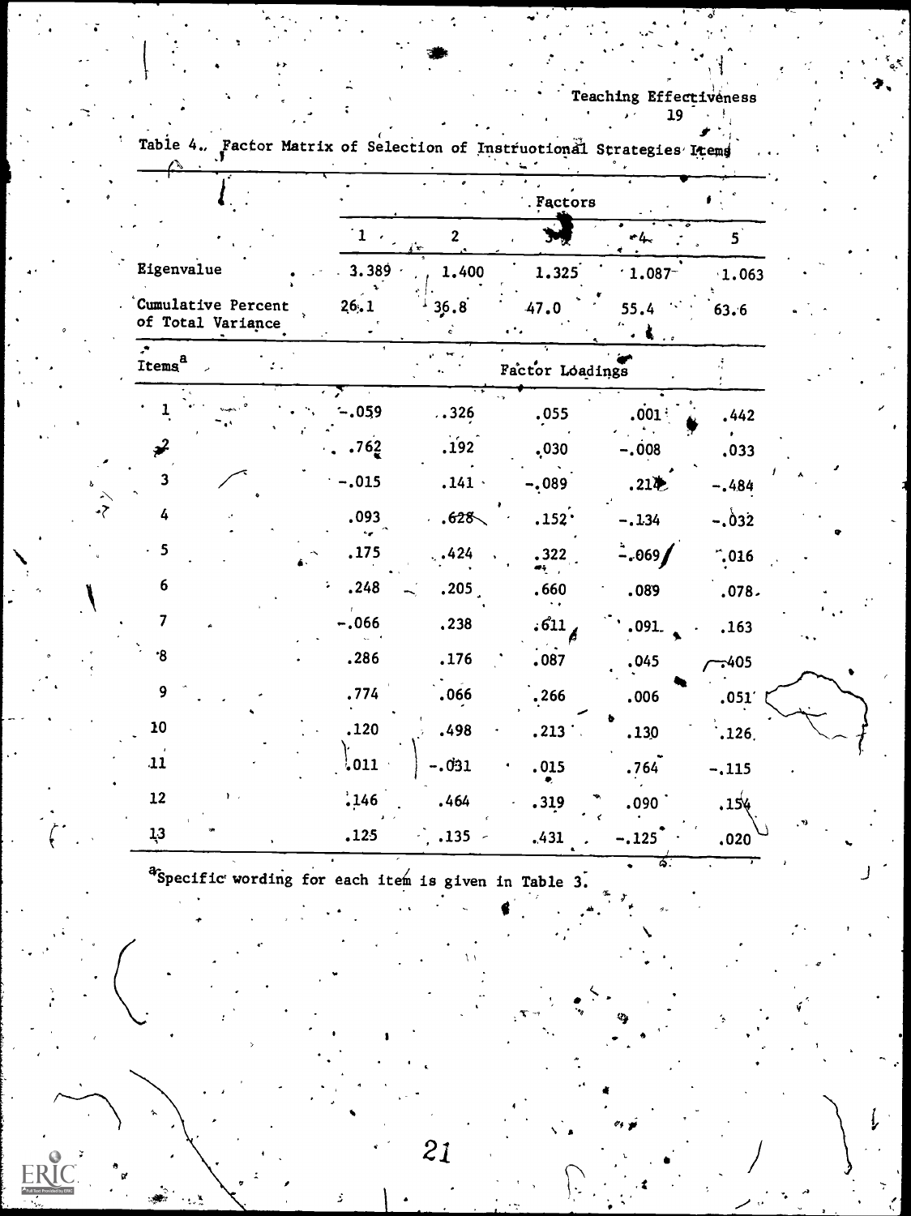Table 4. Factor Matrix of Selection of Instructional Strategies Items

| | Factors | | | | |
|---|---|---|---|---|---|
| | 1 | 2 | 3 | 4 | 5 |
| Eigenvalue | 3.389 | 1.400 | 1.325 | 1.087 | 1.063 |
| Cumulative Percent of Total Variance | 26.1 | 36.8 | 47.0 | 55.4 | 63.6 |
| Items[a] | Factor Loadings | | | | |
| 1 | -.059 | .326 | .055 | .001 | .442 |
| 2 | .762 | .192 | .030 | -.008 | .033 |
| 3 | -.015 | .141 | -.089 | .214 | -.484 |
| 4 | .093 | .628 | .152 | -.134 | -.032 |
| 5 | .175 | .424 | .322 | -.069 | .016 |
| 6 | .248 | .205 | .660 | .089 | .078 |
| 7 | -.066 | .238 | .611 | .091 | .163 |
| 8 | .286 | .176 | .087 | .045 | -.405 |
| 9 | .774 | .066 | .266 | .006 | .051 |
| 10 | .120 | .498 | .213 | .130 | .126 |
| 11 | .011 | -.031 | .015 | .764 | -.115 |
| 12 | .146 | .464 | .319 | .090 | .154 |
| 13 | .125 | .135 | .431 | -.125 | .020 |

[a]Specific wording for each item is given in Table 3.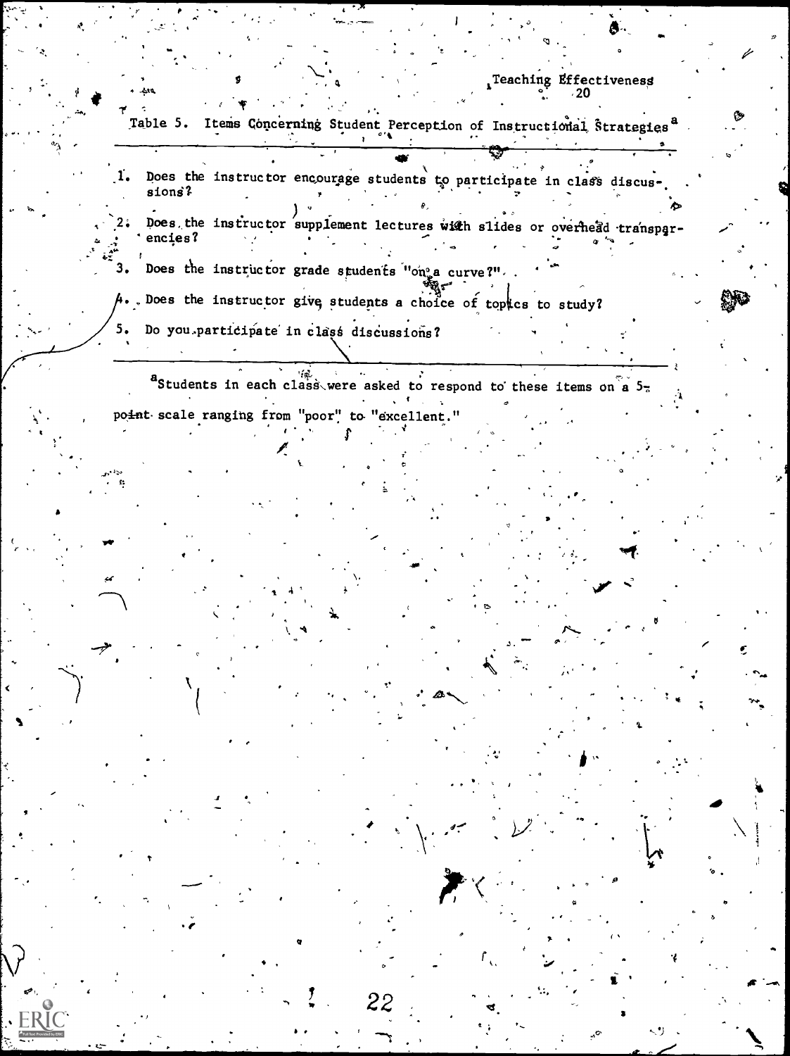Table 5. Items Concerning Student Perception of Instructional Strategies[a]

1. Does the instructor encourage students to participate in class discussions?
2. Does the instructor supplement lectures with slides or overhead transparencies?
3. Does the instructor grade students "on a curve?"
4. Does the instructor give students a choice of topics to study?
5. Do you participate in class discussions?

[a]Students in each class were asked to respond to these items on a 5-point scale ranging from "poor" to "excellent."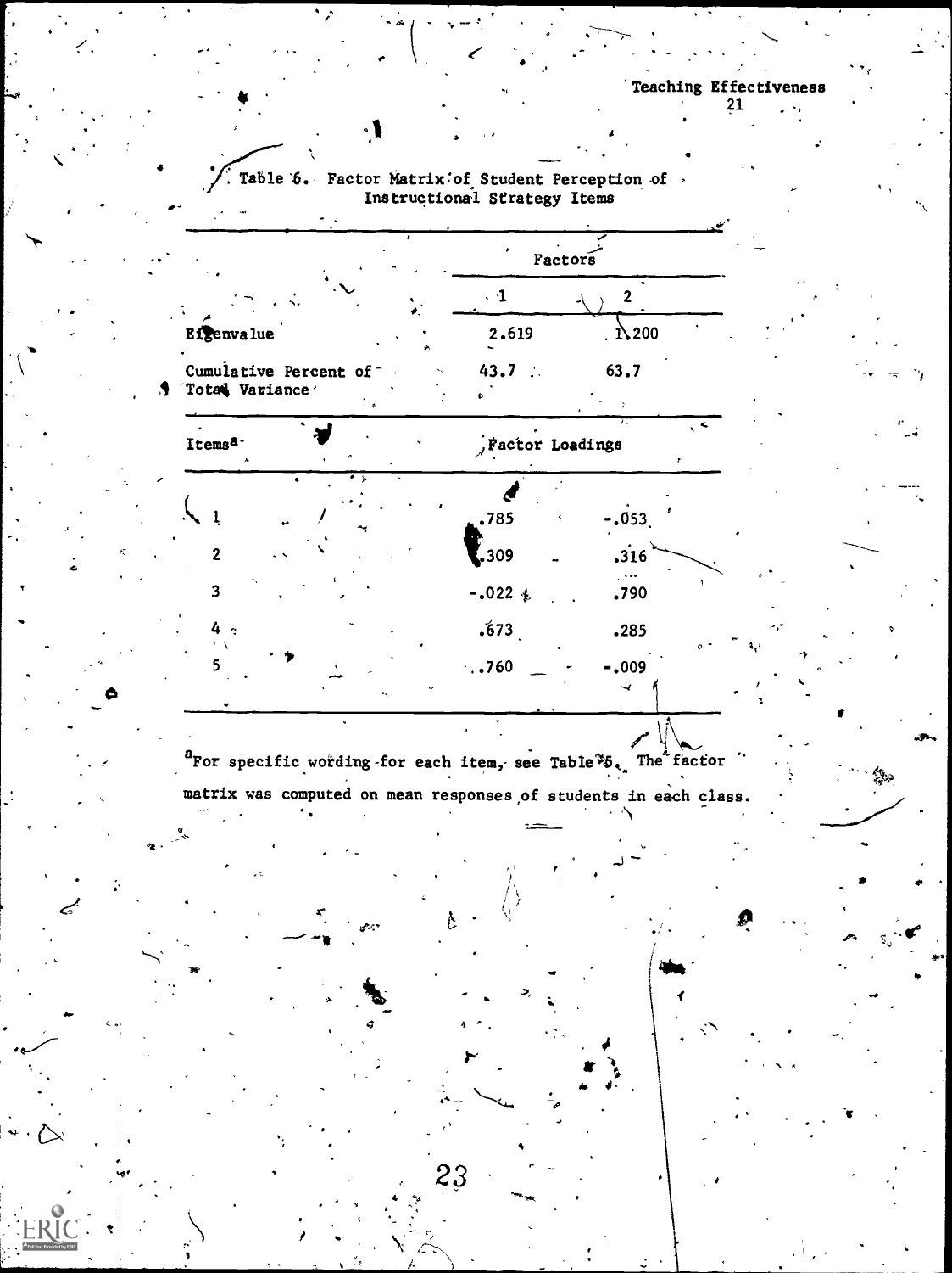Table 6. Factor Matrix of Student Perception of Instructional Strategy Items

| | Factors | |
|---|---|---|
| | 1 | 2 |
| Eigenvalue | 2.619 | 1.200 |
| Cumulative Percent of Total Variance | 43.7 | 63.7 |
| Items[a] | Factor Loadings | |
| 1 | .785 | -.053 |
| 2 | .309 | .316 |
| 3 | -.022 | .790 |
| 4 | .673 | .285 |
| 5 | .760 | -.009 |

[a]For specific wording for each item, see Table 5. The factor matrix was computed on mean responses of students in each class.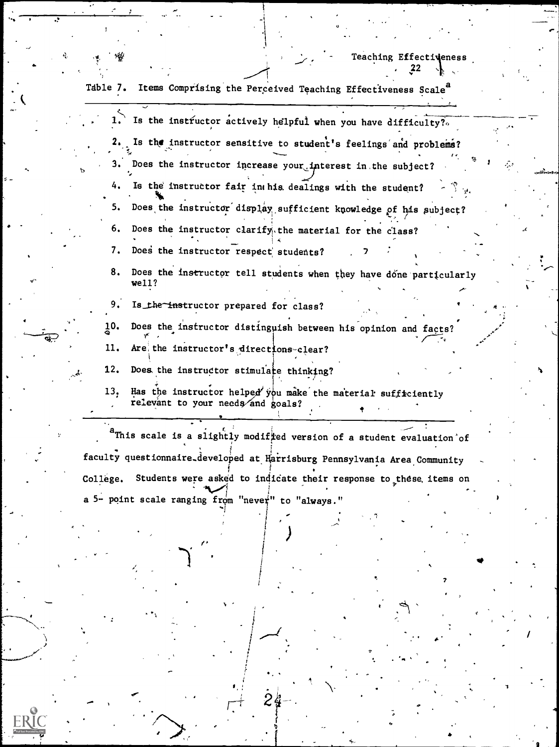Table 7. Items Comprising the Perceived Teaching Effectiveness Scale[a]

1. Is the instructor actively helpful when you have difficulty?
2. Is the instructor sensitive to student's feelings and problems?
3. Does the instructor increase your interest in the subject?
4. Is the instructor fair in his dealings with the student?
5. Does the instructor display sufficient knowledge of his subject?
6. Does the instructor clarify the material for the class?
7. Does the instructor respect students?
8. Does the instructor tell students when they have done particularly well?
9. Is the instructor prepared for class?
10. Does the instructor distinguish between his opinion and facts?
11. Are the instructor's directions clear?
12. Does the instructor stimulate thinking?
13. Has the instructor helped you make the material sufficiently relevant to your needs and goals?

[a]This scale is a slightly modified version of a student evaluation of faculty questionnaire developed at Harrisburg Pennsylvania Area Community College. Students were asked to indicate their response to these items on a 5- point scale ranging from "never" to "always."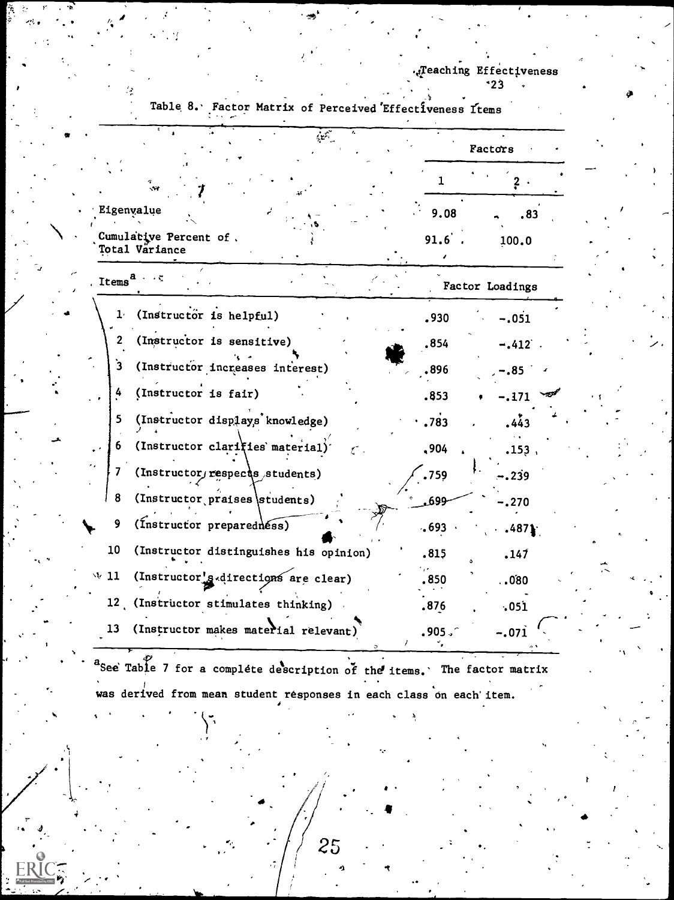Table 8. Factor Matrix of Perceived Effectiveness Items

| | Factors | |
|---|---|---|
| | 1 | 2 |
| Eigenvalue | 9.08 | .83 |
| Cumulative Percent of Total Variance | 91.6 | 100.0 |
| Items[a] | Factor Loadings | |
| 1 (Instructor is helpful) | .930 | -.051 |
| 2 (Instructor is sensitive) | .854 | -.412 |
| 3 (Instructor increases interest) | .896 | -.85 |
| 4 (Instructor is fair) | .853 | -.171 |
| 5 (Instructor displays knowledge) | .783 | .443 |
| 6 (Instructor clarifies material) | .904 | .153 |
| 7 (Instructor respects students) | .759 | -.239 |
| 8 (Instructor praises students) | .699 | -.270 |
| 9 (Instructor preparedness) | .693 | .487 |
| 10 (Instructor distinguishes his opinion) | .815 | .147 |
| 11 (Instructor's directions are clear) | .850 | .080 |
| 12 (Instructor stimulates thinking) | .876 | .051 |
| 13 (Instructor makes material relevant) | .905 | -.071 |

[a] See Table 7 for a complete description of the items. The factor matrix was derived from mean student responses in each class on each item.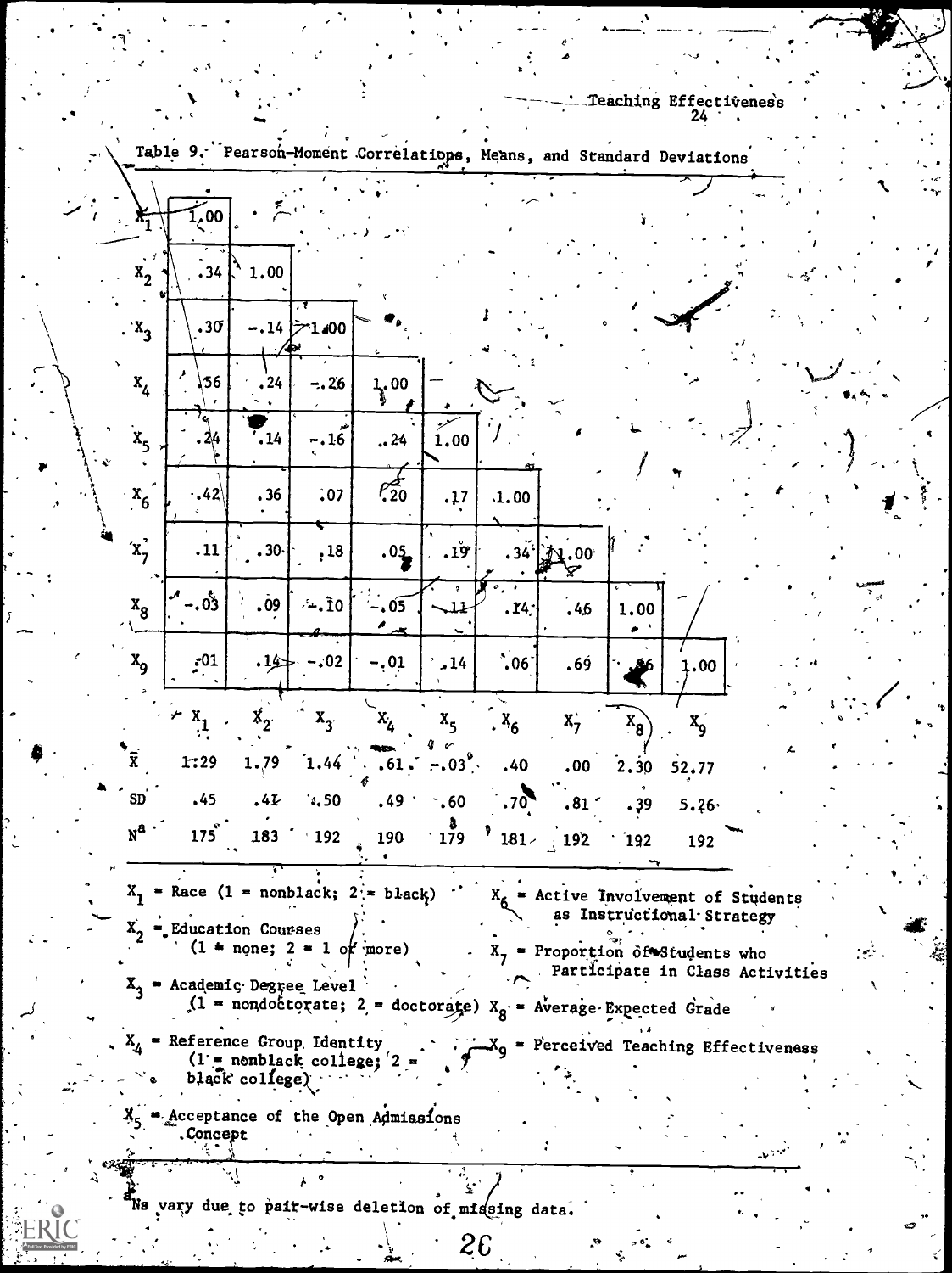Table 9. Pearson-Moment Correlations, Means, and Standard Deviations

| | $X_1$ | $X_2$ | $X_3$ | $X_4$ | $X_5$ | $X_6$ | $X_7$ | $X_8$ | $X_9$ |
|---|---|---|---|---|---|---|---|---|---|
| $X_1$ | 1.00 | | | | | | | | |
| $X_2$ | .34 | 1.00 | | | | | | | |
| $X_3$ | .30 | -.14 | 1.00 | | | | | | |
| $X_4$ | .56 | .24 | -.26 | 1.00 | | | | | |
| $X_5$ | .24 | .14 | -.16 | .24 | 1.00 | | | | |
| $X_6$ | .42 | .36 | .07 | .20 | .17 | 1.00 | | | |
| $X_7$ | .11 | .30 | .18 | .05 | .19 | .34 | 1.00 | | |
| $X_8$ | -.03 | .09 | -.10 | -.05 | -.11 | .14 | .46 | 1.00 | |
| $X_9$ | -.01 | .14 | -.02 | -.01 | .14 | .06 | .69 | .46 | 1.00 |
| $\bar{X}$ | 1.29 | 1.79 | 1.44 | .61 | -.03 | .40 | .00 | 2.30 | 52.77 |
| SD | .45 | .41 | .50 | .49 | .60 | .70 | .81 | .39 | 5.26 |
| N[a] | 175 | 183 | 192 | 190 | 179 | 181 | 192 | 192 | 192 |

$X_1$ = Race (1 = nonblack; 2 = black)

$X_2$ = Education Courses (1 = none; 2 = 1 or more)

$X_3$ = Academic Degree Level (1 = nondoctorate; 2 = doctorate)

$X_4$ = Reference Group Identity (1 = nonblack college; 2 = black college)

$X_5$ = Acceptance of the Open Admissions Concept

$X_6$ = Active Involvement of Students as Instructional Strategy

$X_7$ = Proportion of Students who Participate in Class Activities

$X_8$ = Average Expected Grade

$X_9$ = Perceived Teaching Effectiveness

[a] Ns vary due to pair-wise deletion of missing data.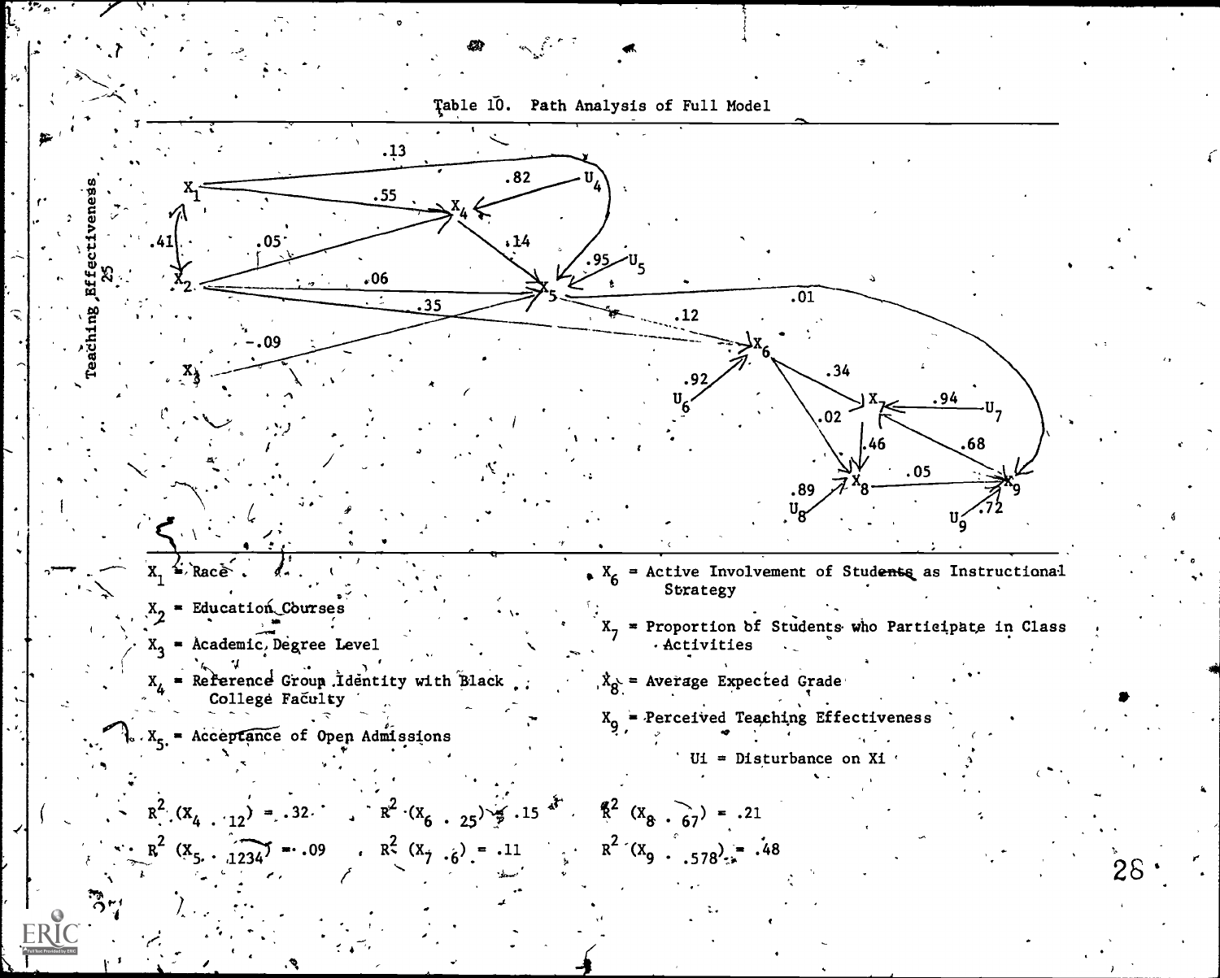Table 10. Path Analysis of Full Model

$X_1$ = Race

$X_2$ = Education Courses

$X_3$ = Academic Degree Level

$X_4$ = Reference Group Identity with Black College Faculty

$X_5$ = Acceptance of Open Admissions

$X_6$ = Active Involvement of Students as Instructional Strategy

$X_7$ = Proportion of Students who Participate in Class Activities

$X_8$ = Average Expected Grade

$X_9$ = Perceived Teaching Effectiveness

Ui = Disturbance on Xi

$R^2 (X_4 \cdot {}_{12}) = .32$ $\quad$ $R^2 (X_6 \cdot {}_{25}) = .15$ $\quad$ $R^2 (X_8 \cdot {}_{67}) = .21$

$R^2 (X_5 \cdot {}_{1234}) = .09$ $\quad$ $R^2 (X_7 \cdot {}_{6}) = .11$ $\quad$ $R^2 (X_9 \cdot {}_{578}) = .48$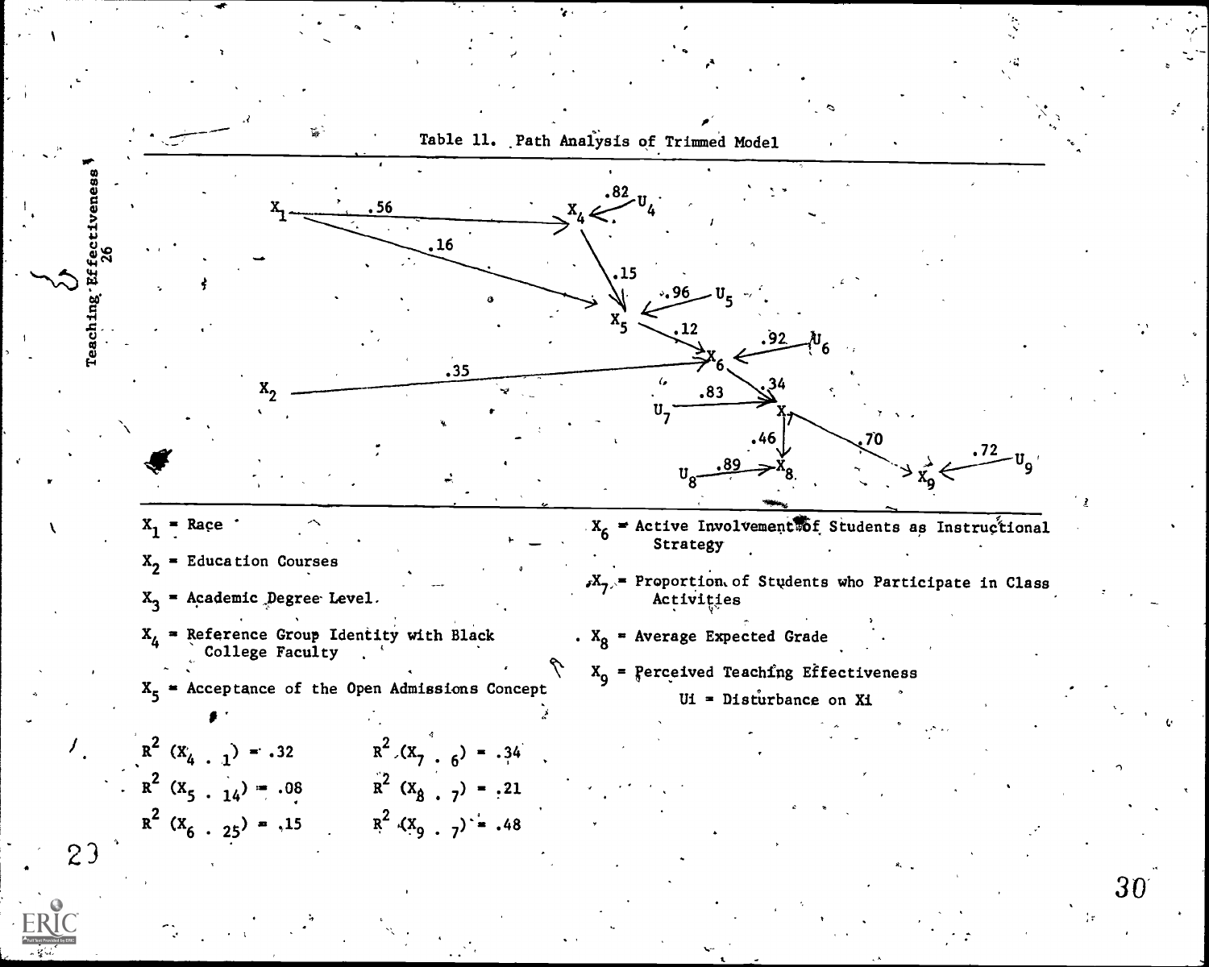Table 11. Path Analysis of Trimmed Model

$X_1$ = Race

$X_2$ = Education Courses

$X_3$ = Academic Degree Level

$X_4$ = Reference Group Identity with Black College Faculty

$X_5$ = Acceptance of the Open Admissions Concept

$X_6$ = Active Involvement of Students as Instructional Strategy

$X_7$ = Proportion of Students who Participate in Class Activities

$X_8$ = Average Expected Grade

$X_9$ = Perceived Teaching Effectiveness

Ui = Disturbance on Xi

$R^2\ (X_{4\,.\,1}) = .32$

$R^2\ (X_{5\,.\,14}) = .08$

$R^2\ (X_{6\,.\,25}) = .15$

$R^2\ (X_{7\,.\,6}) = .34$

$R^2\ (X_{8\,.\,7}) = .21$

$R^2\ (X_{9\,.\,7}) = .48$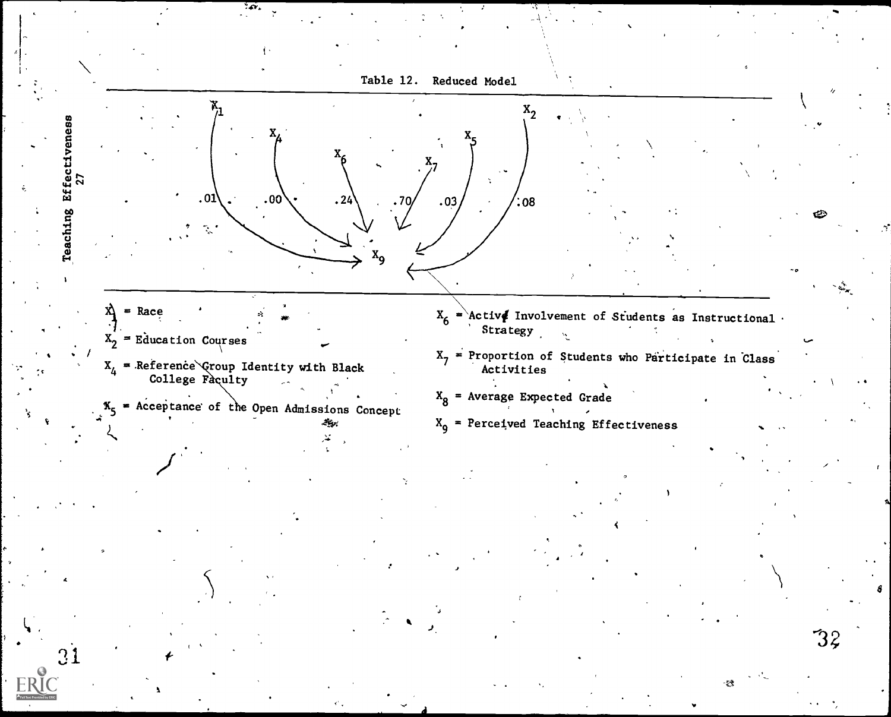Table 12. Reduced Model

| Path | Coefficient |
|---|---|
| $X_1 \rightarrow X_9$ | .01 |
| $X_4 \rightarrow X_9$ | .00 |
| $X_6 \rightarrow X_9$ | .24 |
| $X_7 \rightarrow X_9$ | .70 |
| $X_5 \rightarrow X_9$ | .03 |
| $X_2 \rightarrow X_9$ | .08 |

$X_1$ = Race

$X_2$ = Education Courses

$X_4$ = Reference Group Identity with Black College Faculty

$X_5$ = Acceptance of the Open Admissions Concept

$X_6$ = Active Involvement of Students as Instructional Strategy

$X_7$ = Proportion of Students who Participate in Class Activities

$X_8$ = Average Expected Grade

$X_9$ = Perceived Teaching Effectiveness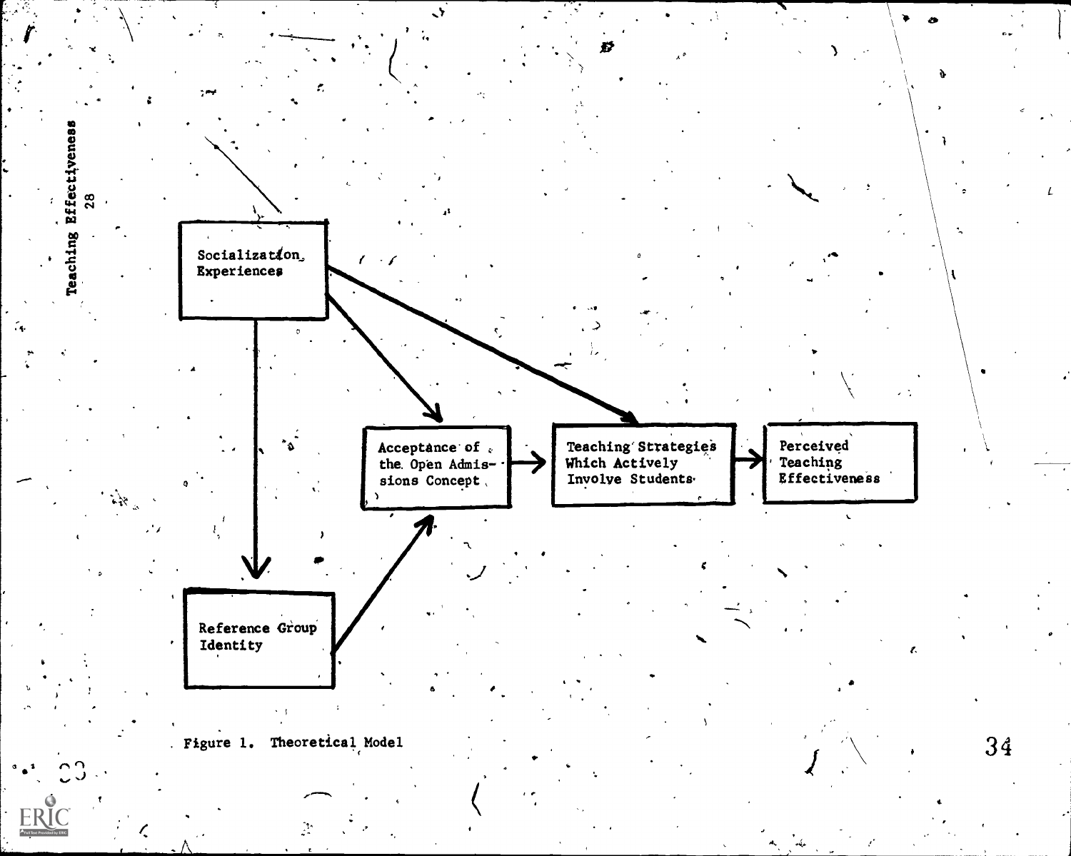Socialization Experiences

Acceptance of the Open Admissions Concept

Teaching Strategies Which Actively Involve Students

Perceived Teaching Effectiveness

Reference Group Identity

Figure 1. Theoretical Model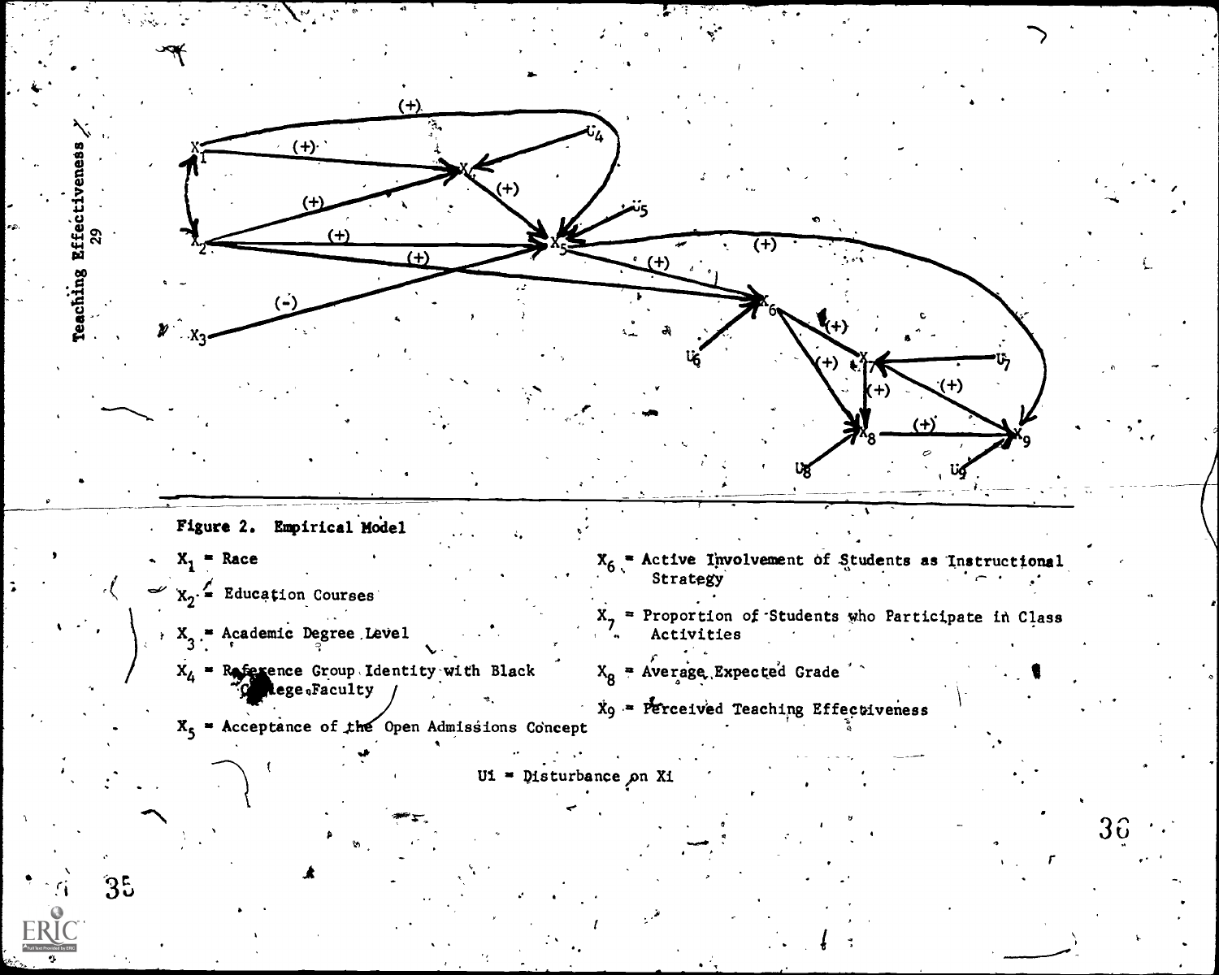$X_1$
(+)
(+)
$U_4$
$X_4$
(+)
(+)
$U_5$
$X_2$
(+)
$X_5$
(+)
(+)
(+)
(-)
$X_3$
$X_6$
$U_6$
(+)
(+)
$X_7$
$U_7$
(+)
(+)
$X_8$
(+)
$X_9$
$U_8$
$U_9$

**Figure 2. Empirical Model**

$X_1$ = Race

$X_2$ = Education Courses

$X_3$ = Academic Degree Level

$X_4$ = Reference Group Identity with Black College Faculty

$X_5$ = Acceptance of the Open Admissions Concept

$X_6$ = Active Involvement of Students as Instructional Strategy

$X_7$ = Proportion of Students who Participate in Class Activities

$X_8$ = Average Expected Grade

$X_9$ = Perceived Teaching Effectiveness

$U_i$ = Disturbance on $X_i$